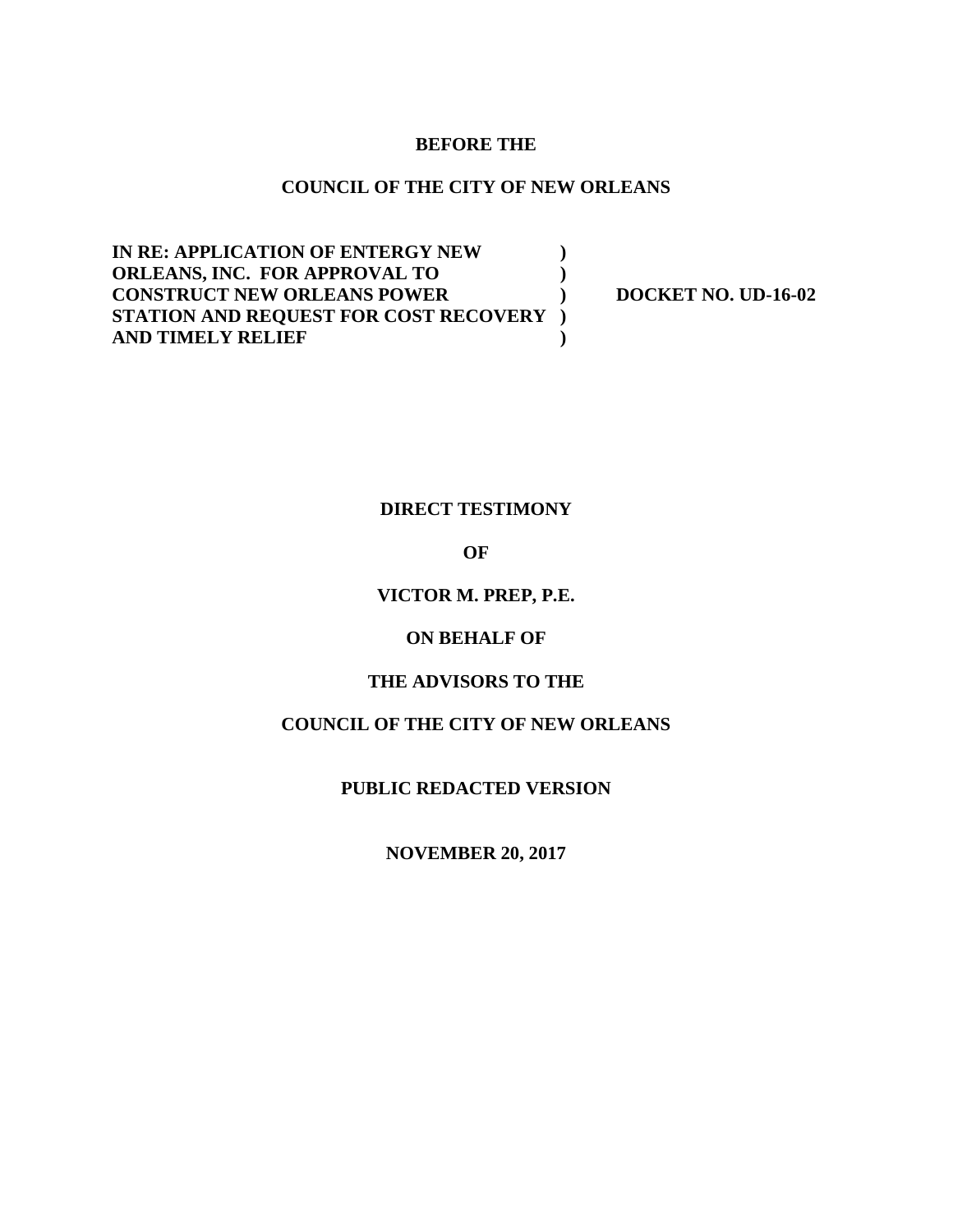**BEFORE THE**

**COUNCIL OF THE CITY OF NEW ORLEANS**

| | | |
|---|---|---|
| **IN RE: APPLICATION OF ENTERGY NEW ORLEANS, INC. FOR APPROVAL TO CONSTRUCT NEW ORLEANS POWER STATION AND REQUEST FOR COST RECOVERY AND TIMELY RELIEF** | **)<br>)<br>)<br>)<br>)** | **DOCKET NO. UD-16-02** |

**DIRECT TESTIMONY**

**OF**

**VICTOR M. PREP, P.E.**

**ON BEHALF OF**

**THE ADVISORS TO THE**

**COUNCIL OF THE CITY OF NEW ORLEANS**

**PUBLIC REDACTED VERSION**

**NOVEMBER 20, 2017**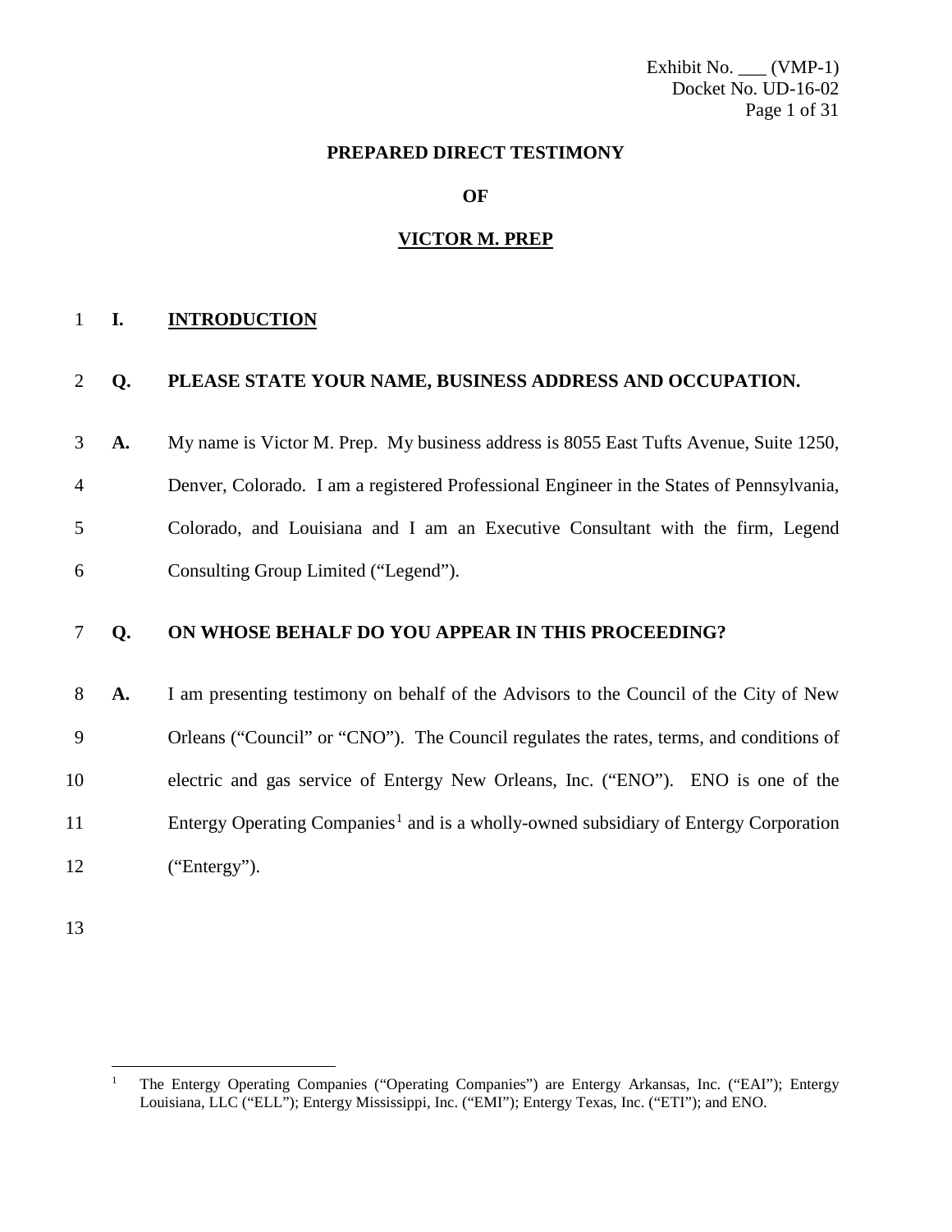Exhibit No. ___ (VMP-1)
Docket No. UD-16-02

**PREPARED DIRECT TESTIMONY**

**OF**

**VICTOR M. PREP**

## I. INTRODUCTION

**Q. PLEASE STATE YOUR NAME, BUSINESS ADDRESS AND OCCUPATION.**

**A.** My name is Victor M. Prep. My business address is 8055 East Tufts Avenue, Suite 1250, Denver, Colorado. I am a registered Professional Engineer in the States of Pennsylvania, Colorado, and Louisiana and I am an Executive Consultant with the firm, Legend Consulting Group Limited ("Legend").

**Q. ON WHOSE BEHALF DO YOU APPEAR IN THIS PROCEEDING?**

**A.** I am presenting testimony on behalf of the Advisors to the Council of the City of New Orleans ("Council" or "CNO"). The Council regulates the rates, terms, and conditions of electric and gas service of Entergy New Orleans, Inc. ("ENO"). ENO is one of the Entergy Operating Companies[1] and is a wholly-owned subsidiary of Entergy Corporation ("Entergy").

---

[1] The Entergy Operating Companies ("Operating Companies") are Entergy Arkansas, Inc. ("EAI"); Entergy Louisiana, LLC ("ELL"); Entergy Mississippi, Inc. ("EMI"); Entergy Texas, Inc. ("ETI"); and ENO.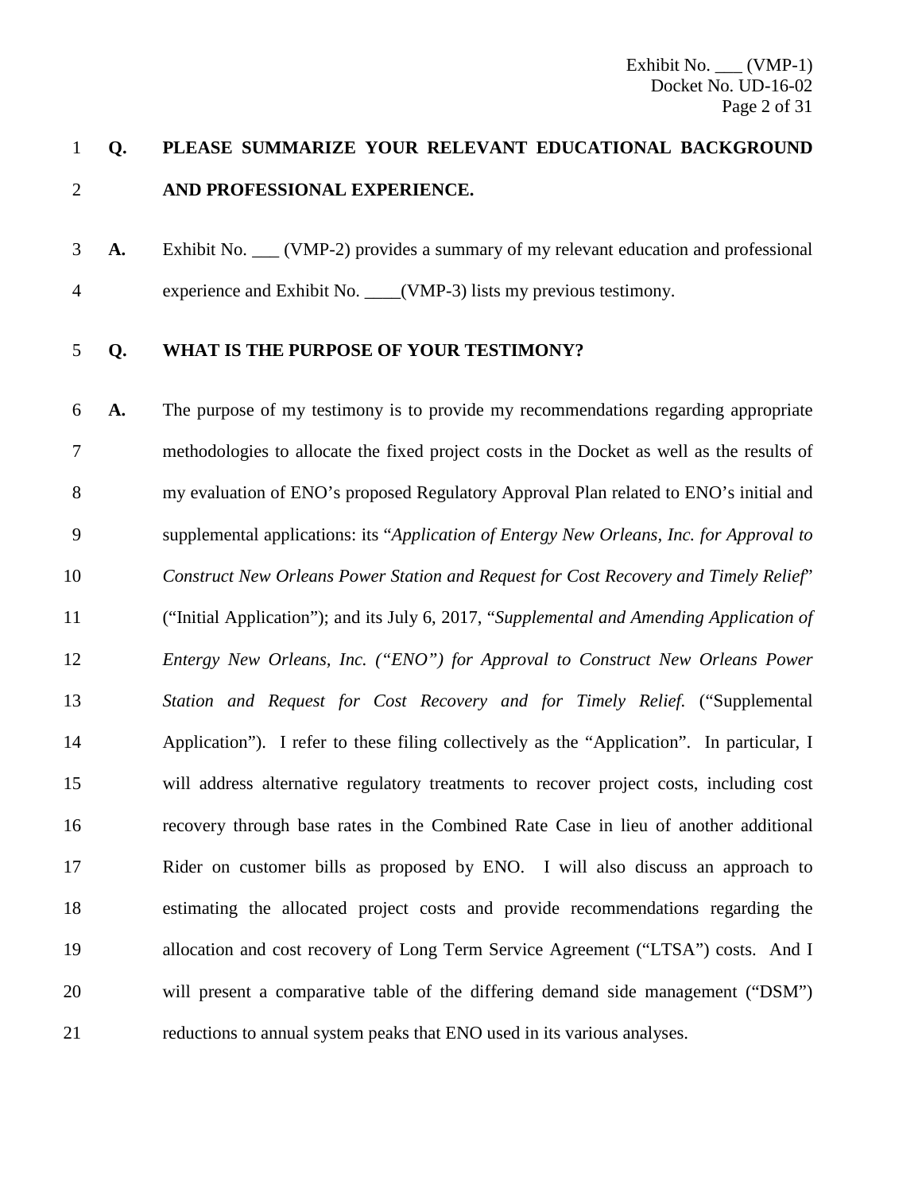**Q. PLEASE SUMMARIZE YOUR RELEVANT EDUCATIONAL BACKGROUND AND PROFESSIONAL EXPERIENCE.**

**A.** Exhibit No. ___ (VMP-2) provides a summary of my relevant education and professional experience and Exhibit No. ____(VMP-3) lists my previous testimony.

**Q. WHAT IS THE PURPOSE OF YOUR TESTIMONY?**

**A.** The purpose of my testimony is to provide my recommendations regarding appropriate methodologies to allocate the fixed project costs in the Docket as well as the results of my evaluation of ENO's proposed Regulatory Approval Plan related to ENO's initial and supplemental applications: its "*Application of Entergy New Orleans, Inc. for Approval to Construct New Orleans Power Station and Request for Cost Recovery and Timely Relief*" ("Initial Application"); and its July 6, 2017, "*Supplemental and Amending Application of Entergy New Orleans, Inc. ("ENO") for Approval to Construct New Orleans Power Station and Request for Cost Recovery and for Timely Relief.* ("Supplemental Application"). I refer to these filing collectively as the "Application". In particular, I will address alternative regulatory treatments to recover project costs, including cost recovery through base rates in the Combined Rate Case in lieu of another additional Rider on customer bills as proposed by ENO. I will also discuss an approach to estimating the allocated project costs and provide recommendations regarding the allocation and cost recovery of Long Term Service Agreement ("LTSA") costs. And I will present a comparative table of the differing demand side management ("DSM") reductions to annual system peaks that ENO used in its various analyses.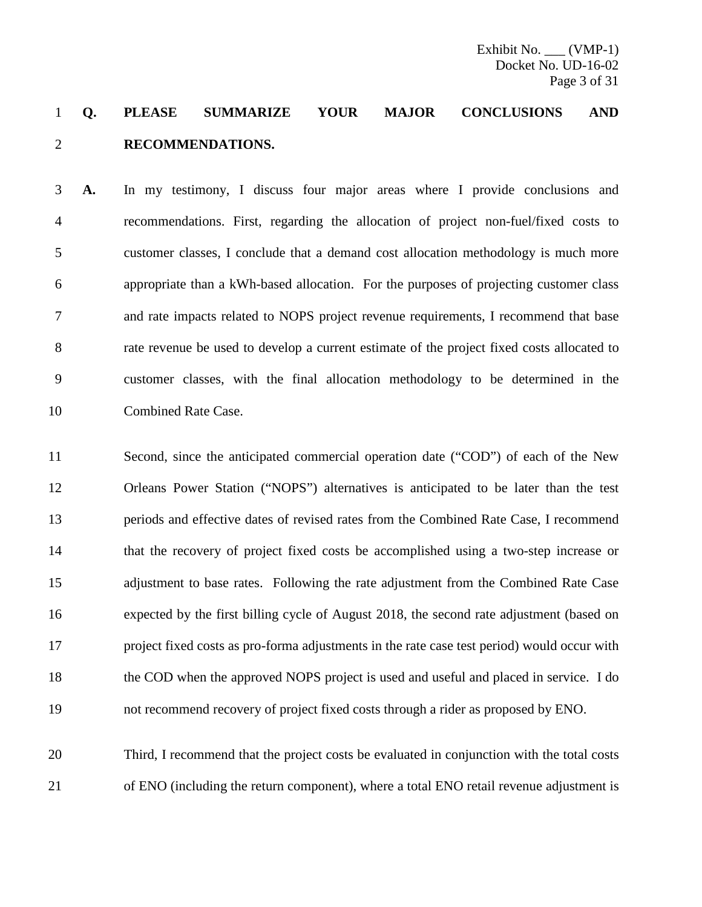**Q. PLEASE SUMMARIZE YOUR MAJOR CONCLUSIONS AND RECOMMENDATIONS.**

**A.** In my testimony, I discuss four major areas where I provide conclusions and recommendations. First, regarding the allocation of project non-fuel/fixed costs to customer classes, I conclude that a demand cost allocation methodology is much more appropriate than a kWh-based allocation. For the purposes of projecting customer class and rate impacts related to NOPS project revenue requirements, I recommend that base rate revenue be used to develop a current estimate of the project fixed costs allocated to customer classes, with the final allocation methodology to be determined in the Combined Rate Case.

Second, since the anticipated commercial operation date ("COD") of each of the New Orleans Power Station ("NOPS") alternatives is anticipated to be later than the test periods and effective dates of revised rates from the Combined Rate Case, I recommend that the recovery of project fixed costs be accomplished using a two-step increase or adjustment to base rates. Following the rate adjustment from the Combined Rate Case expected by the first billing cycle of August 2018, the second rate adjustment (based on project fixed costs as pro-forma adjustments in the rate case test period) would occur with the COD when the approved NOPS project is used and useful and placed in service. I do not recommend recovery of project fixed costs through a rider as proposed by ENO.

Third, I recommend that the project costs be evaluated in conjunction with the total costs of ENO (including the return component), where a total ENO retail revenue adjustment is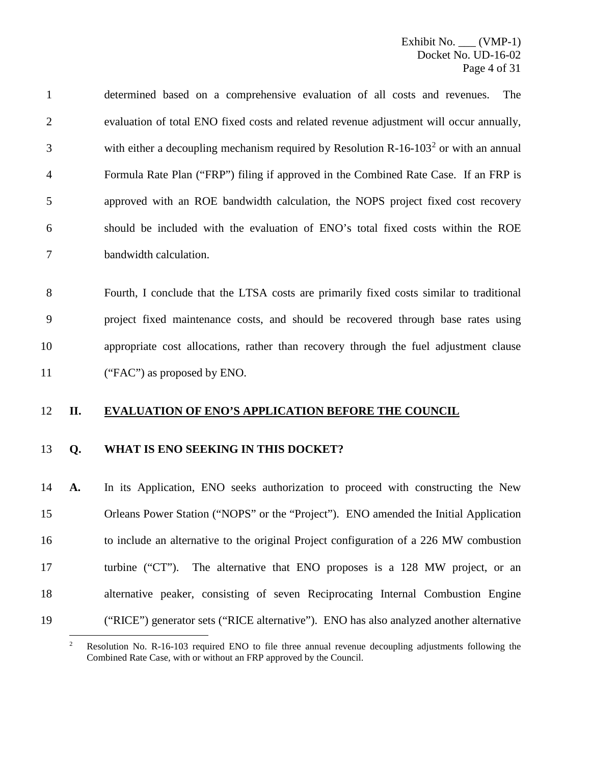determined based on a comprehensive evaluation of all costs and revenues. The evaluation of total ENO fixed costs and related revenue adjustment will occur annually, with either a decoupling mechanism required by Resolution R-16-103[2] or with an annual Formula Rate Plan ("FRP") filing if approved in the Combined Rate Case. If an FRP is approved with an ROE bandwidth calculation, the NOPS project fixed cost recovery should be included with the evaluation of ENO's total fixed costs within the ROE bandwidth calculation.

Fourth, I conclude that the LTSA costs are primarily fixed costs similar to traditional project fixed maintenance costs, and should be recovered through base rates using appropriate cost allocations, rather than recovery through the fuel adjustment clause ("FAC") as proposed by ENO.

## II. EVALUATION OF ENO'S APPLICATION BEFORE THE COUNCIL

**Q. WHAT IS ENO SEEKING IN THIS DOCKET?**

**A.** In its Application, ENO seeks authorization to proceed with constructing the New Orleans Power Station ("NOPS" or the "Project"). ENO amended the Initial Application to include an alternative to the original Project configuration of a 226 MW combustion turbine ("CT"). The alternative that ENO proposes is a 128 MW project, or an alternative peaker, consisting of seven Reciprocating Internal Combustion Engine ("RICE") generator sets ("RICE alternative"). ENO has also analyzed another alternative

[2] Resolution No. R-16-103 required ENO to file three annual revenue decoupling adjustments following the Combined Rate Case, with or without an FRP approved by the Council.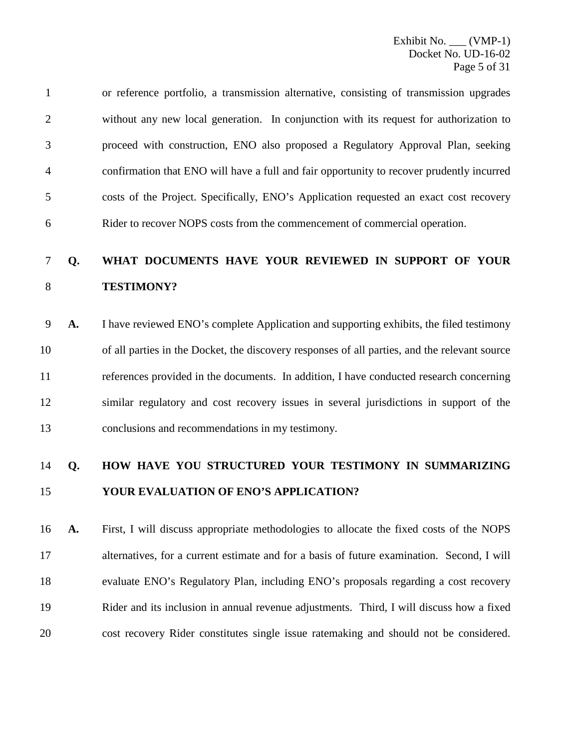or reference portfolio, a transmission alternative, consisting of transmission upgrades without any new local generation. In conjunction with its request for authorization to proceed with construction, ENO also proposed a Regulatory Approval Plan, seeking confirmation that ENO will have a full and fair opportunity to recover prudently incurred costs of the Project. Specifically, ENO's Application requested an exact cost recovery Rider to recover NOPS costs from the commencement of commercial operation.

**Q. WHAT DOCUMENTS HAVE YOUR REVIEWED IN SUPPORT OF YOUR TESTIMONY?**

**A.** I have reviewed ENO's complete Application and supporting exhibits, the filed testimony of all parties in the Docket, the discovery responses of all parties, and the relevant source references provided in the documents. In addition, I have conducted research concerning similar regulatory and cost recovery issues in several jurisdictions in support of the conclusions and recommendations in my testimony.

**Q. HOW HAVE YOU STRUCTURED YOUR TESTIMONY IN SUMMARIZING YOUR EVALUATION OF ENO'S APPLICATION?**

**A.** First, I will discuss appropriate methodologies to allocate the fixed costs of the NOPS alternatives, for a current estimate and for a basis of future examination. Second, I will evaluate ENO's Regulatory Plan, including ENO's proposals regarding a cost recovery Rider and its inclusion in annual revenue adjustments. Third, I will discuss how a fixed cost recovery Rider constitutes single issue ratemaking and should not be considered.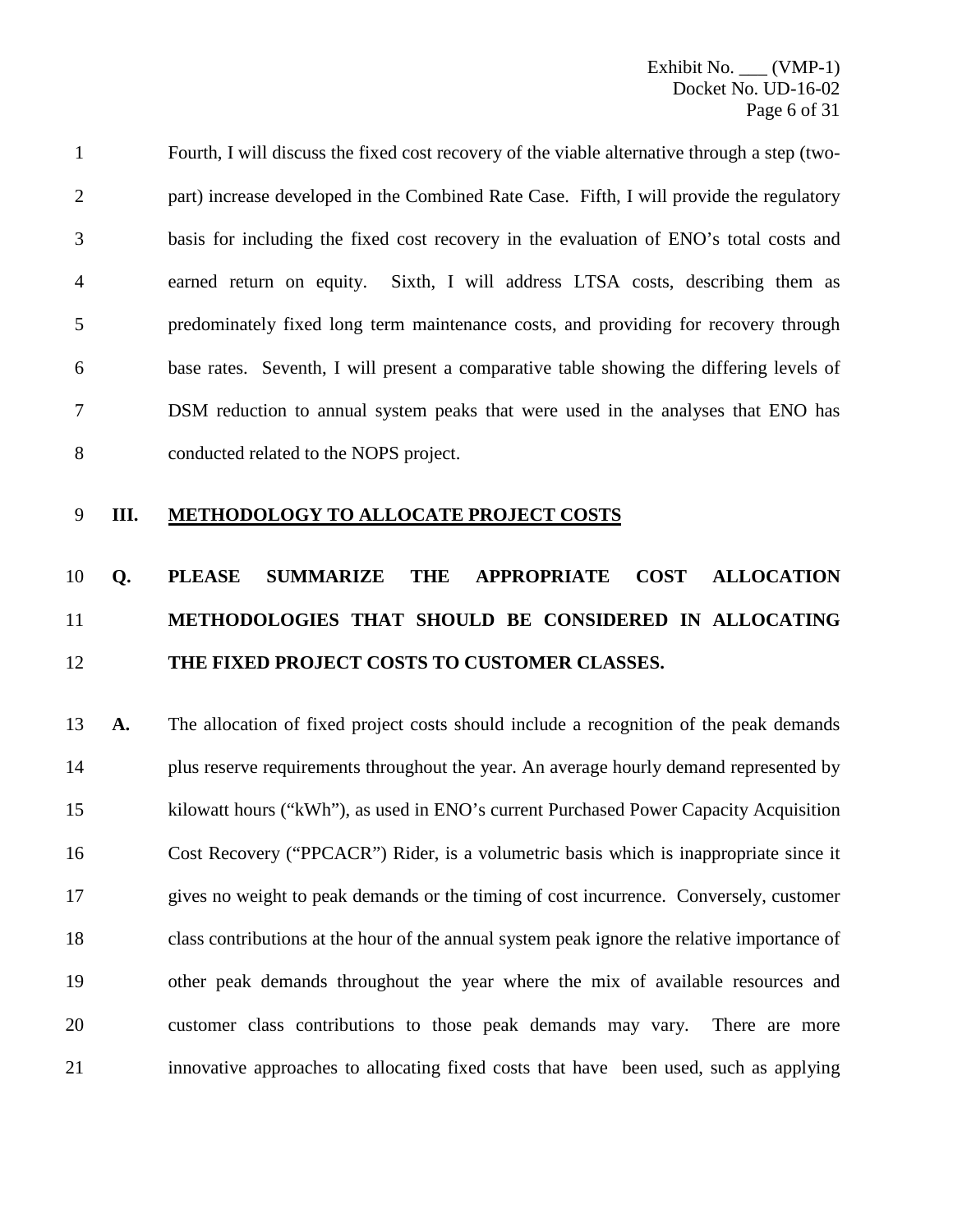Fourth, I will discuss the fixed cost recovery of the viable alternative through a step (two-part) increase developed in the Combined Rate Case. Fifth, I will provide the regulatory basis for including the fixed cost recovery in the evaluation of ENO's total costs and earned return on equity. Sixth, I will address LTSA costs, describing them as predominately fixed long term maintenance costs, and providing for recovery through base rates. Seventh, I will present a comparative table showing the differing levels of DSM reduction to annual system peaks that were used in the analyses that ENO has conducted related to the NOPS project.

## III. METHODOLOGY TO ALLOCATE PROJECT COSTS

**Q. PLEASE SUMMARIZE THE APPROPRIATE COST ALLOCATION METHODOLOGIES THAT SHOULD BE CONSIDERED IN ALLOCATING THE FIXED PROJECT COSTS TO CUSTOMER CLASSES.**

**A.** The allocation of fixed project costs should include a recognition of the peak demands plus reserve requirements throughout the year. An average hourly demand represented by kilowatt hours ("kWh"), as used in ENO's current Purchased Power Capacity Acquisition Cost Recovery ("PPCACR") Rider, is a volumetric basis which is inappropriate since it gives no weight to peak demands or the timing of cost incurrence. Conversely, customer class contributions at the hour of the annual system peak ignore the relative importance of other peak demands throughout the year where the mix of available resources and customer class contributions to those peak demands may vary. There are more innovative approaches to allocating fixed costs that have been used, such as applying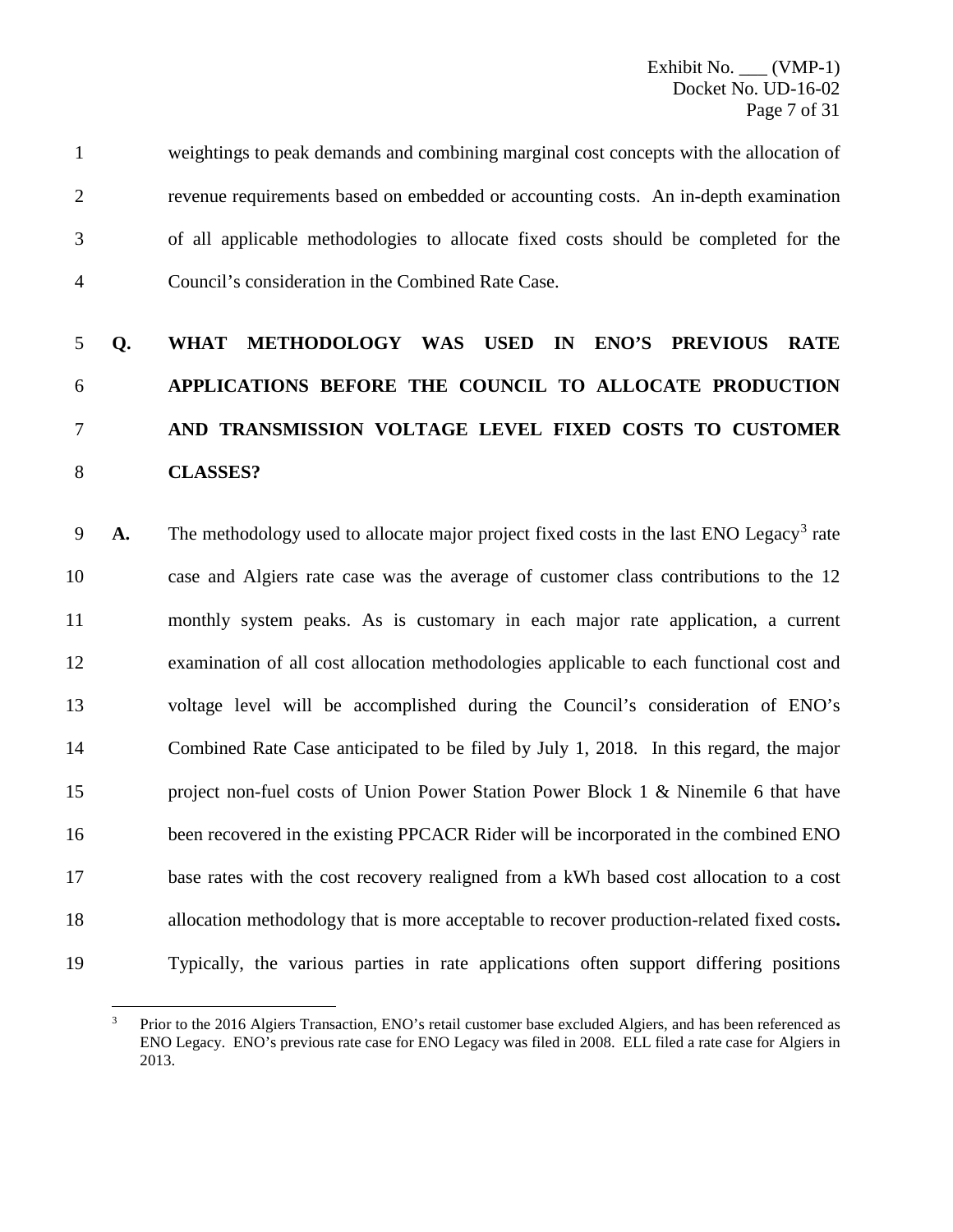weightings to peak demands and combining marginal cost concepts with the allocation of revenue requirements based on embedded or accounting costs. An in-depth examination of all applicable methodologies to allocate fixed costs should be completed for the Council's consideration in the Combined Rate Case.

**Q. WHAT METHODOLOGY WAS USED IN ENO'S PREVIOUS RATE APPLICATIONS BEFORE THE COUNCIL TO ALLOCATE PRODUCTION AND TRANSMISSION VOLTAGE LEVEL FIXED COSTS TO CUSTOMER CLASSES?**

**A.** The methodology used to allocate major project fixed costs in the last ENO Legacy[3] rate case and Algiers rate case was the average of customer class contributions to the 12 monthly system peaks. As is customary in each major rate application, a current examination of all cost allocation methodologies applicable to each functional cost and voltage level will be accomplished during the Council's consideration of ENO's Combined Rate Case anticipated to be filed by July 1, 2018. In this regard, the major project non-fuel costs of Union Power Station Power Block 1 & Ninemile 6 that have been recovered in the existing PPCACR Rider will be incorporated in the combined ENO base rates with the cost recovery realigned from a kWh based cost allocation to a cost allocation methodology that is more acceptable to recover production-related fixed costs**.** Typically, the various parties in rate applications often support differing positions

[3] Prior to the 2016 Algiers Transaction, ENO's retail customer base excluded Algiers, and has been referenced as ENO Legacy. ENO's previous rate case for ENO Legacy was filed in 2008. ELL filed a rate case for Algiers in 2013.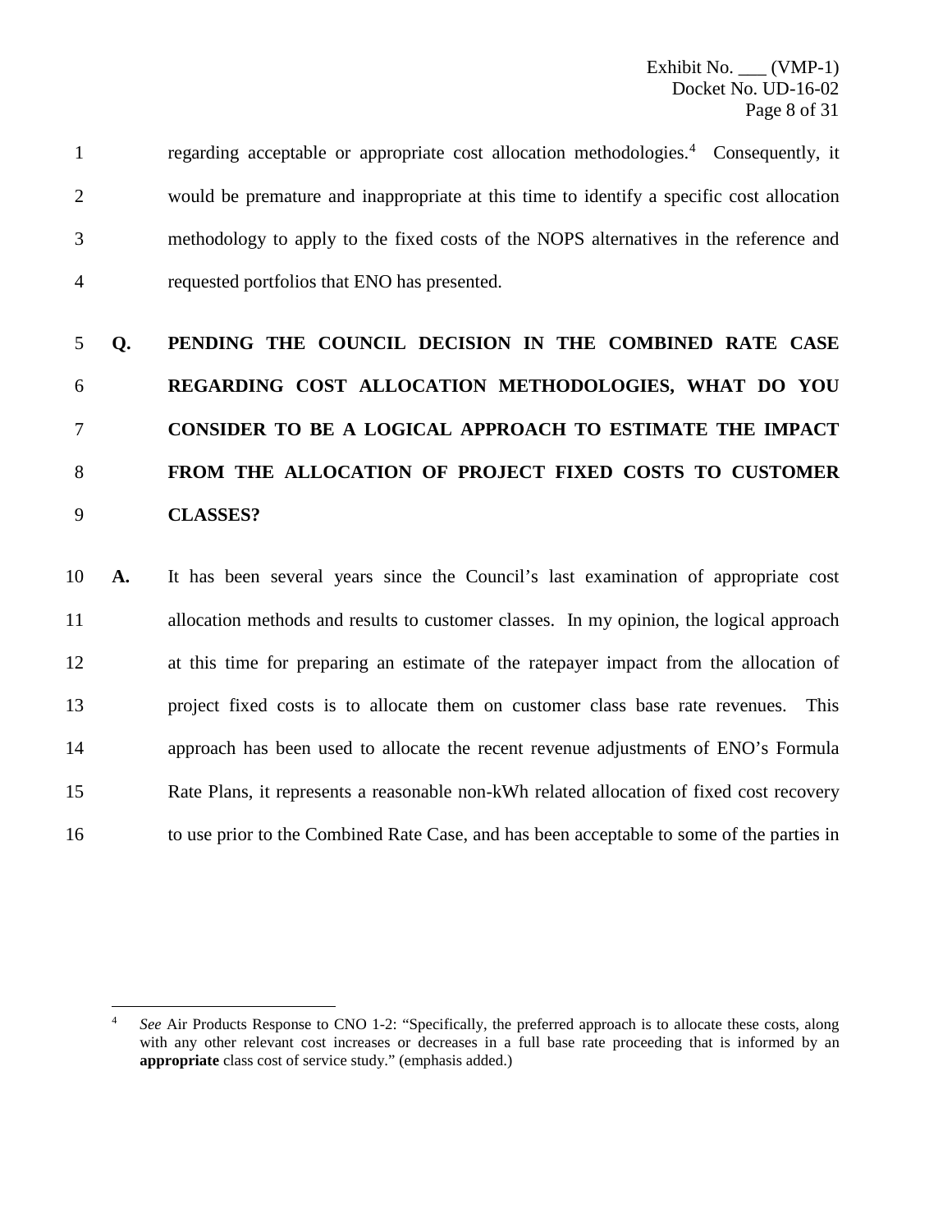regarding acceptable or appropriate cost allocation methodologies.[4] Consequently, it would be premature and inappropriate at this time to identify a specific cost allocation methodology to apply to the fixed costs of the NOPS alternatives in the reference and requested portfolios that ENO has presented.

**Q. PENDING THE COUNCIL DECISION IN THE COMBINED RATE CASE REGARDING COST ALLOCATION METHODOLOGIES, WHAT DO YOU CONSIDER TO BE A LOGICAL APPROACH TO ESTIMATE THE IMPACT FROM THE ALLOCATION OF PROJECT FIXED COSTS TO CUSTOMER CLASSES?**

**A.** It has been several years since the Council's last examination of appropriate cost allocation methods and results to customer classes. In my opinion, the logical approach at this time for preparing an estimate of the ratepayer impact from the allocation of project fixed costs is to allocate them on customer class base rate revenues. This approach has been used to allocate the recent revenue adjustments of ENO's Formula Rate Plans, it represents a reasonable non-kWh related allocation of fixed cost recovery to use prior to the Combined Rate Case, and has been acceptable to some of the parties in

---

[4] *See* Air Products Response to CNO 1-2: "Specifically, the preferred approach is to allocate these costs, along with any other relevant cost increases or decreases in a full base rate proceeding that is informed by an **appropriate** class cost of service study." (emphasis added.)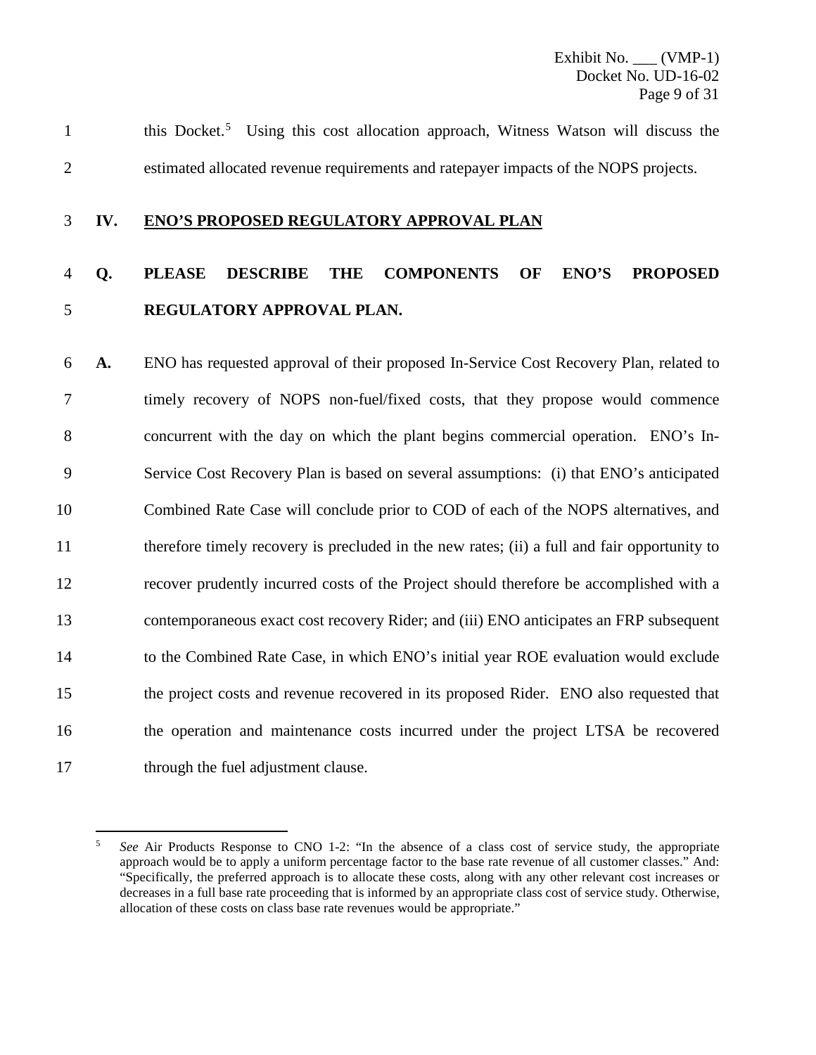this Docket.[5] Using this cost allocation approach, Witness Watson will discuss the estimated allocated revenue requirements and ratepayer impacts of the NOPS projects.

## IV. ENO'S PROPOSED REGULATORY APPROVAL PLAN

**Q. PLEASE DESCRIBE THE COMPONENTS OF ENO'S PROPOSED REGULATORY APPROVAL PLAN.**

**A.** ENO has requested approval of their proposed In-Service Cost Recovery Plan, related to timely recovery of NOPS non-fuel/fixed costs, that they propose would commence concurrent with the day on which the plant begins commercial operation. ENO's In-Service Cost Recovery Plan is based on several assumptions: (i) that ENO's anticipated Combined Rate Case will conclude prior to COD of each of the NOPS alternatives, and therefore timely recovery is precluded in the new rates; (ii) a full and fair opportunity to recover prudently incurred costs of the Project should therefore be accomplished with a contemporaneous exact cost recovery Rider; and (iii) ENO anticipates an FRP subsequent to the Combined Rate Case, in which ENO's initial year ROE evaluation would exclude the project costs and revenue recovered in its proposed Rider. ENO also requested that the operation and maintenance costs incurred under the project LTSA be recovered through the fuel adjustment clause.

---

[5] *See* Air Products Response to CNO 1-2: "In the absence of a class cost of service study, the appropriate approach would be to apply a uniform percentage factor to the base rate revenue of all customer classes." And: "Specifically, the preferred approach is to allocate these costs, along with any other relevant cost increases or decreases in a full base rate proceeding that is informed by an appropriate class cost of service study. Otherwise, allocation of these costs on class base rate revenues would be appropriate."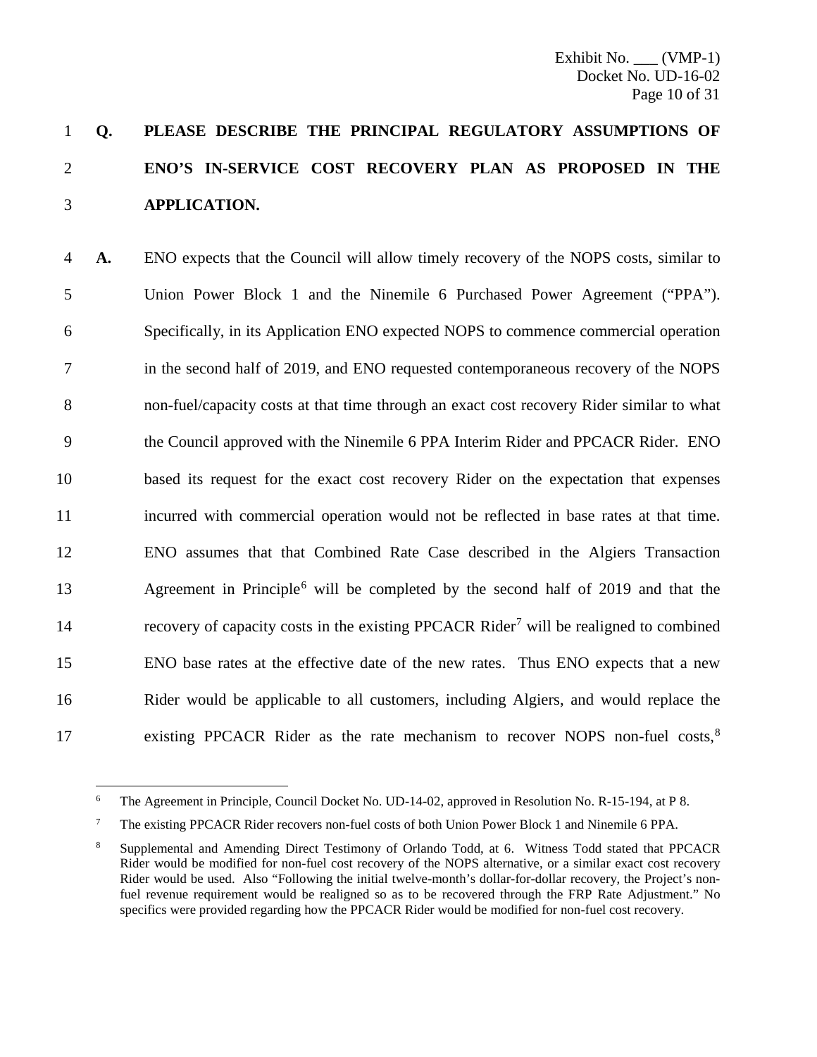**Q. PLEASE DESCRIBE THE PRINCIPAL REGULATORY ASSUMPTIONS OF ENO'S IN-SERVICE COST RECOVERY PLAN AS PROPOSED IN THE APPLICATION.**

**A.** ENO expects that the Council will allow timely recovery of the NOPS costs, similar to Union Power Block 1 and the Ninemile 6 Purchased Power Agreement ("PPA"). Specifically, in its Application ENO expected NOPS to commence commercial operation in the second half of 2019, and ENO requested contemporaneous recovery of the NOPS non-fuel/capacity costs at that time through an exact cost recovery Rider similar to what the Council approved with the Ninemile 6 PPA Interim Rider and PPCACR Rider. ENO based its request for the exact cost recovery Rider on the expectation that expenses incurred with commercial operation would not be reflected in base rates at that time. ENO assumes that that Combined Rate Case described in the Algiers Transaction Agreement in Principle[6] will be completed by the second half of 2019 and that the recovery of capacity costs in the existing PPCACR Rider[7] will be realigned to combined ENO base rates at the effective date of the new rates. Thus ENO expects that a new Rider would be applicable to all customers, including Algiers, and would replace the existing PPCACR Rider as the rate mechanism to recover NOPS non-fuel costs,[8]

---

[6] The Agreement in Principle, Council Docket No. UD-14-02, approved in Resolution No. R-15-194, at P 8.

[7] The existing PPCACR Rider recovers non-fuel costs of both Union Power Block 1 and Ninemile 6 PPA.

[8] Supplemental and Amending Direct Testimony of Orlando Todd, at 6. Witness Todd stated that PPCACR Rider would be modified for non-fuel cost recovery of the NOPS alternative, or a similar exact cost recovery Rider would be used. Also "Following the initial twelve-month's dollar-for-dollar recovery, the Project's non-fuel revenue requirement would be realigned so as to be recovered through the FRP Rate Adjustment." No specifics were provided regarding how the PPCACR Rider would be modified for non-fuel cost recovery.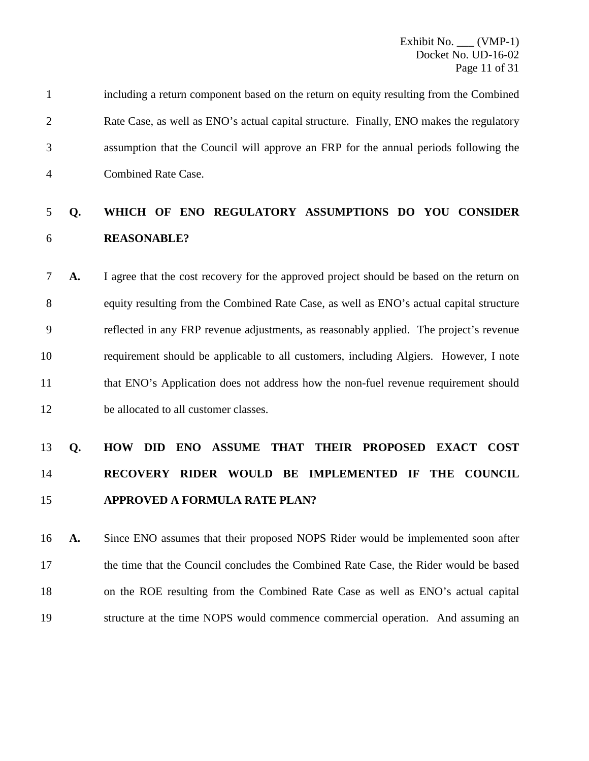including a return component based on the return on equity resulting from the Combined Rate Case, as well as ENO's actual capital structure. Finally, ENO makes the regulatory assumption that the Council will approve an FRP for the annual periods following the Combined Rate Case.

**Q. WHICH OF ENO REGULATORY ASSUMPTIONS DO YOU CONSIDER REASONABLE?**

**A.** I agree that the cost recovery for the approved project should be based on the return on equity resulting from the Combined Rate Case, as well as ENO's actual capital structure reflected in any FRP revenue adjustments, as reasonably applied. The project's revenue requirement should be applicable to all customers, including Algiers. However, I note that ENO's Application does not address how the non-fuel revenue requirement should be allocated to all customer classes.

**Q. HOW DID ENO ASSUME THAT THEIR PROPOSED EXACT COST RECOVERY RIDER WOULD BE IMPLEMENTED IF THE COUNCIL APPROVED A FORMULA RATE PLAN?**

**A.** Since ENO assumes that their proposed NOPS Rider would be implemented soon after the time that the Council concludes the Combined Rate Case, the Rider would be based on the ROE resulting from the Combined Rate Case as well as ENO's actual capital structure at the time NOPS would commence commercial operation. And assuming an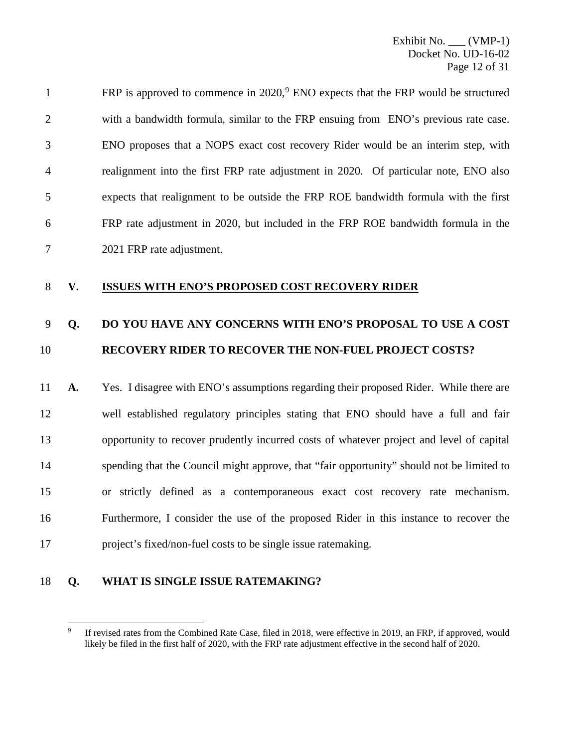FRP is approved to commence in 2020,[9] ENO expects that the FRP would be structured with a bandwidth formula, similar to the FRP ensuing from ENO's previous rate case. ENO proposes that a NOPS exact cost recovery Rider would be an interim step, with realignment into the first FRP rate adjustment in 2020. Of particular note, ENO also expects that realignment to be outside the FRP ROE bandwidth formula with the first FRP rate adjustment in 2020, but included in the FRP ROE bandwidth formula in the 2021 FRP rate adjustment.

## V. ISSUES WITH ENO'S PROPOSED COST RECOVERY RIDER

**Q. DO YOU HAVE ANY CONCERNS WITH ENO'S PROPOSAL TO USE A COST RECOVERY RIDER TO RECOVER THE NON-FUEL PROJECT COSTS?**

**A.** Yes. I disagree with ENO's assumptions regarding their proposed Rider. While there are well established regulatory principles stating that ENO should have a full and fair opportunity to recover prudently incurred costs of whatever project and level of capital spending that the Council might approve, that "fair opportunity" should not be limited to or strictly defined as a contemporaneous exact cost recovery rate mechanism. Furthermore, I consider the use of the proposed Rider in this instance to recover the project's fixed/non-fuel costs to be single issue ratemaking.

**Q. WHAT IS SINGLE ISSUE RATEMAKING?**

---

[9] If revised rates from the Combined Rate Case, filed in 2018, were effective in 2019, an FRP, if approved, would likely be filed in the first half of 2020, with the FRP rate adjustment effective in the second half of 2020.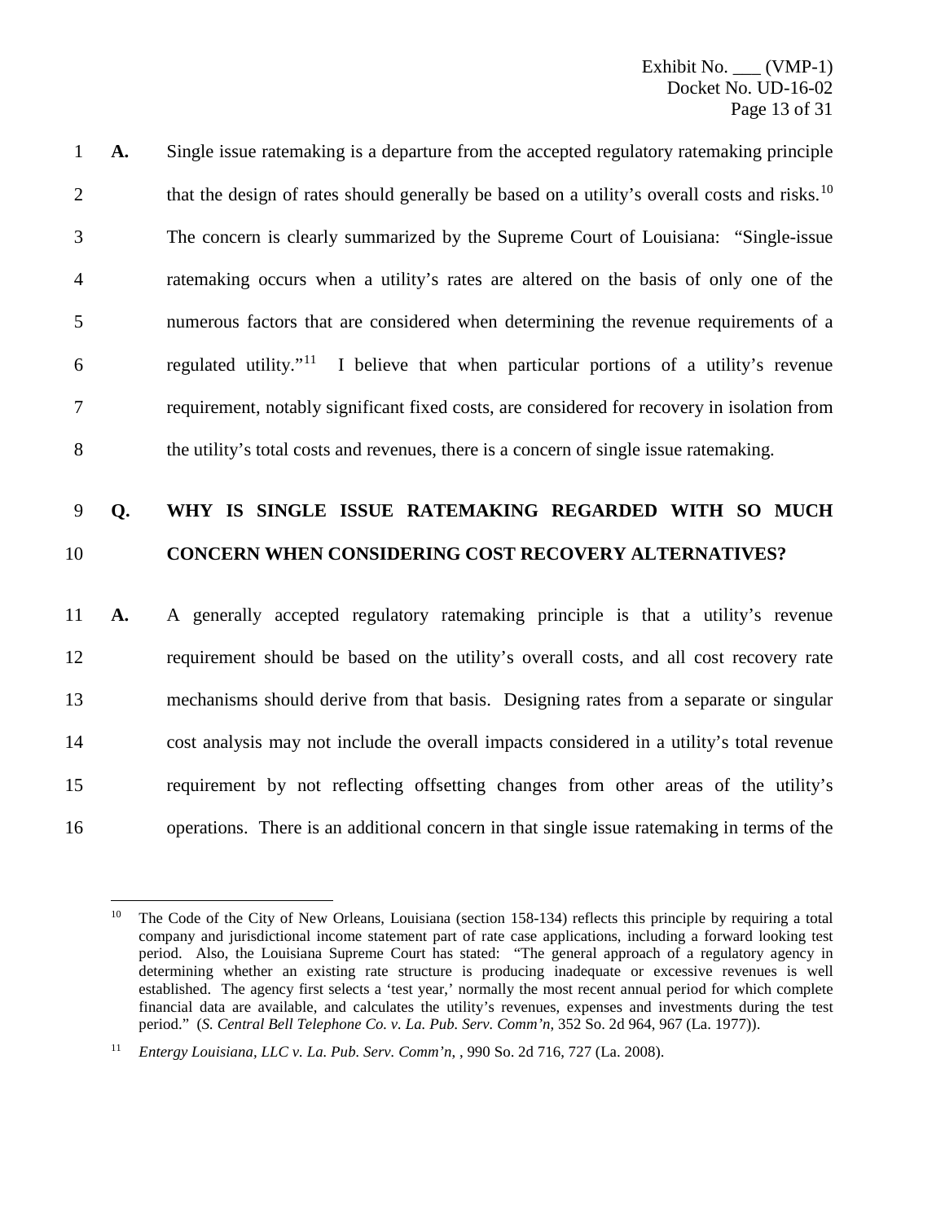**A.** Single issue ratemaking is a departure from the accepted regulatory ratemaking principle that the design of rates should generally be based on a utility's overall costs and risks.[10] The concern is clearly summarized by the Supreme Court of Louisiana: "Single-issue ratemaking occurs when a utility's rates are altered on the basis of only one of the numerous factors that are considered when determining the revenue requirements of a regulated utility."[11] I believe that when particular portions of a utility's revenue requirement, notably significant fixed costs, are considered for recovery in isolation from the utility's total costs and revenues, there is a concern of single issue ratemaking.

**Q. WHY IS SINGLE ISSUE RATEMAKING REGARDED WITH SO MUCH CONCERN WHEN CONSIDERING COST RECOVERY ALTERNATIVES?**

**A.** A generally accepted regulatory ratemaking principle is that a utility's revenue requirement should be based on the utility's overall costs, and all cost recovery rate mechanisms should derive from that basis. Designing rates from a separate or singular cost analysis may not include the overall impacts considered in a utility's total revenue requirement by not reflecting offsetting changes from other areas of the utility's operations. There is an additional concern in that single issue ratemaking in terms of the

---

[10] The Code of the City of New Orleans, Louisiana (section 158-134) reflects this principle by requiring a total company and jurisdictional income statement part of rate case applications, including a forward looking test period. Also, the Louisiana Supreme Court has stated: "The general approach of a regulatory agency in determining whether an existing rate structure is producing inadequate or excessive revenues is well established. The agency first selects a 'test year,' normally the most recent annual period for which complete financial data are available, and calculates the utility's revenues, expenses and investments during the test period." (*S. Central Bell Telephone Co. v. La. Pub. Serv. Comm'n*, 352 So. 2d 964, 967 (La. 1977)).

[11] *Entergy Louisiana, LLC v. La. Pub. Serv. Comm'n*, , 990 So. 2d 716, 727 (La. 2008).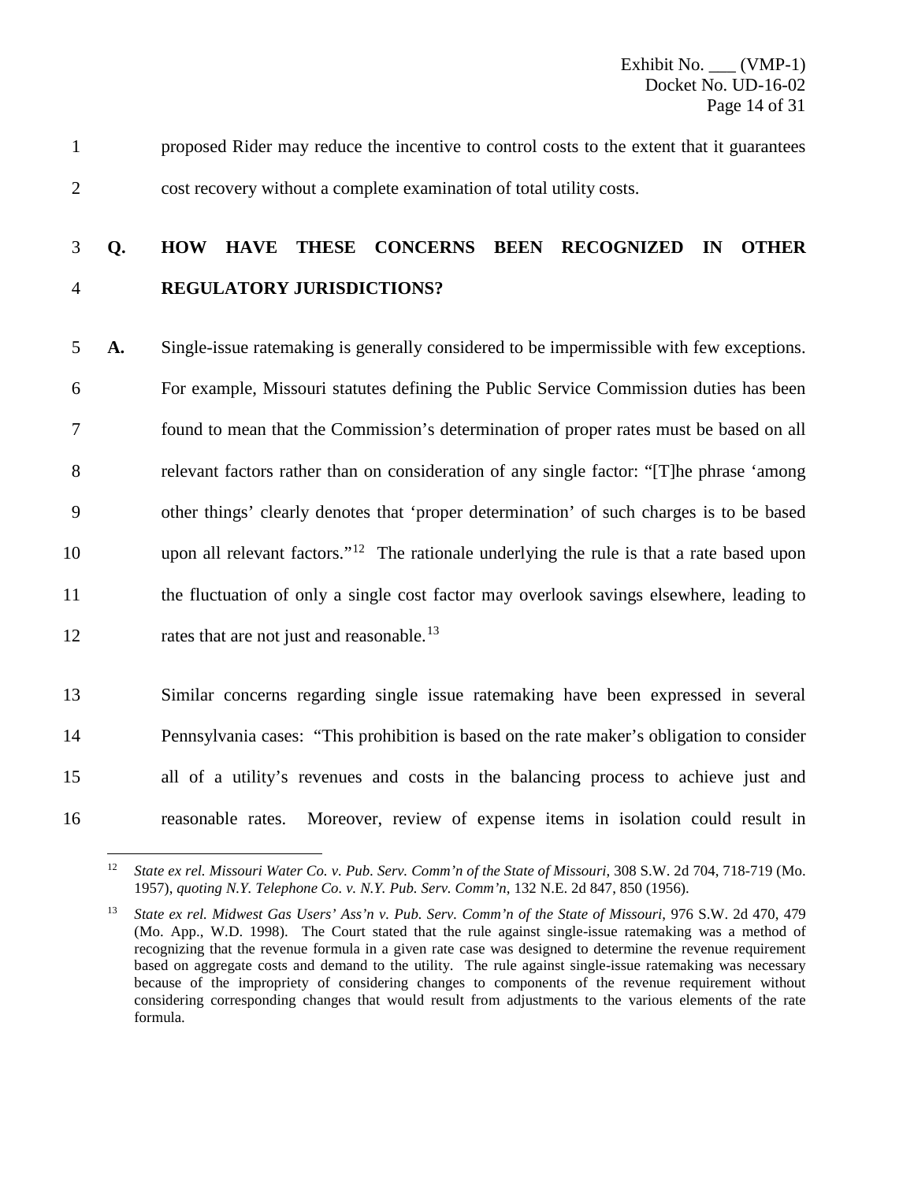proposed Rider may reduce the incentive to control costs to the extent that it guarantees cost recovery without a complete examination of total utility costs.

**Q. HOW HAVE THESE CONCERNS BEEN RECOGNIZED IN OTHER REGULATORY JURISDICTIONS?**

**A.** Single-issue ratemaking is generally considered to be impermissible with few exceptions. For example, Missouri statutes defining the Public Service Commission duties has been found to mean that the Commission's determination of proper rates must be based on all relevant factors rather than on consideration of any single factor: "[T]he phrase 'among other things' clearly denotes that 'proper determination' of such charges is to be based upon all relevant factors."[12] The rationale underlying the rule is that a rate based upon the fluctuation of only a single cost factor may overlook savings elsewhere, leading to rates that are not just and reasonable.[13]

Similar concerns regarding single issue ratemaking have been expressed in several Pennsylvania cases: "This prohibition is based on the rate maker's obligation to consider all of a utility's revenues and costs in the balancing process to achieve just and reasonable rates. Moreover, review of expense items in isolation could result in

---

[12] *State ex rel. Missouri Water Co. v. Pub. Serv. Comm'n of the State of Missouri*, 308 S.W. 2d 704, 718-719 (Mo. 1957), *quoting N.Y. Telephone Co. v. N.Y. Pub. Serv. Comm'n*, 132 N.E. 2d 847, 850 (1956).

[13] *State ex rel. Midwest Gas Users' Ass'n v. Pub. Serv. Comm'n of the State of Missouri*, 976 S.W. 2d 470, 479 (Mo. App., W.D. 1998). The Court stated that the rule against single-issue ratemaking was a method of recognizing that the revenue formula in a given rate case was designed to determine the revenue requirement based on aggregate costs and demand to the utility. The rule against single-issue ratemaking was necessary because of the impropriety of considering changes to components of the revenue requirement without considering corresponding changes that would result from adjustments to the various elements of the rate formula.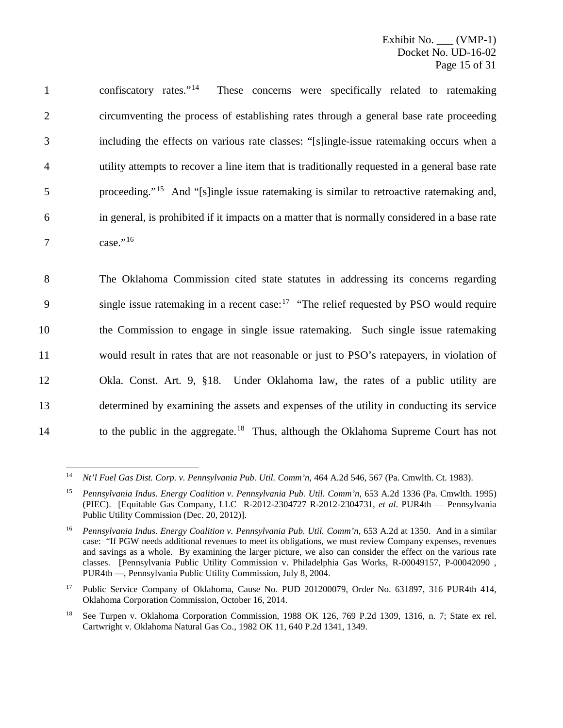confiscatory rates."[14] These concerns were specifically related to ratemaking circumventing the process of establishing rates through a general base rate proceeding including the effects on various rate classes: "[s]ingle-issue ratemaking occurs when a utility attempts to recover a line item that is traditionally requested in a general base rate proceeding."[15] And "[s]ingle issue ratemaking is similar to retroactive ratemaking and, in general, is prohibited if it impacts on a matter that is normally considered in a base rate case."[16]

The Oklahoma Commission cited state statutes in addressing its concerns regarding single issue ratemaking in a recent case:[17] "The relief requested by PSO would require the Commission to engage in single issue ratemaking. Such single issue ratemaking would result in rates that are not reasonable or just to PSO's ratepayers, in violation of Okla. Const. Art. 9, §18. Under Oklahoma law, the rates of a public utility are determined by examining the assets and expenses of the utility in conducting its service to the public in the aggregate.[18] Thus, although the Oklahoma Supreme Court has not

---

[14] *Nt'l Fuel Gas Dist. Corp. v. Pennsylvania Pub. Util. Comm'n*, 464 A.2d 546, 567 (Pa. Cmwlth. Ct. 1983).

[15] *Pennsylvania Indus. Energy Coalition v. Pennsylvania Pub. Util. Comm'n*, 653 A.2d 1336 (Pa. Cmwlth. 1995) (PIEC). [Equitable Gas Company, LLC R-2012-2304727 R-2012-2304731, *et al*. PUR4th — Pennsylvania Public Utility Commission (Dec. 20, 2012)].

[16] *Pennsylvania Indus. Energy Coalition v. Pennsylvania Pub. Util. Comm'n*, 653 A.2d at 1350. And in a similar case: "If PGW needs additional revenues to meet its obligations, we must review Company expenses, revenues and savings as a whole. By examining the larger picture, we also can consider the effect on the various rate classes. [Pennsylvania Public Utility Commission v. Philadelphia Gas Works, R-00049157, P-00042090 , PUR4th —, Pennsylvania Public Utility Commission, July 8, 2004.

[17] Public Service Company of Oklahoma, Cause No. PUD 201200079, Order No. 631897, 316 PUR4th 414, Oklahoma Corporation Commission, October 16, 2014.

[18] See Turpen v. Oklahoma Corporation Commission, 1988 OK 126, 769 P.2d 1309, 1316, n. 7; State ex rel. Cartwright v. Oklahoma Natural Gas Co., 1982 OK 11, 640 P.2d 1341, 1349.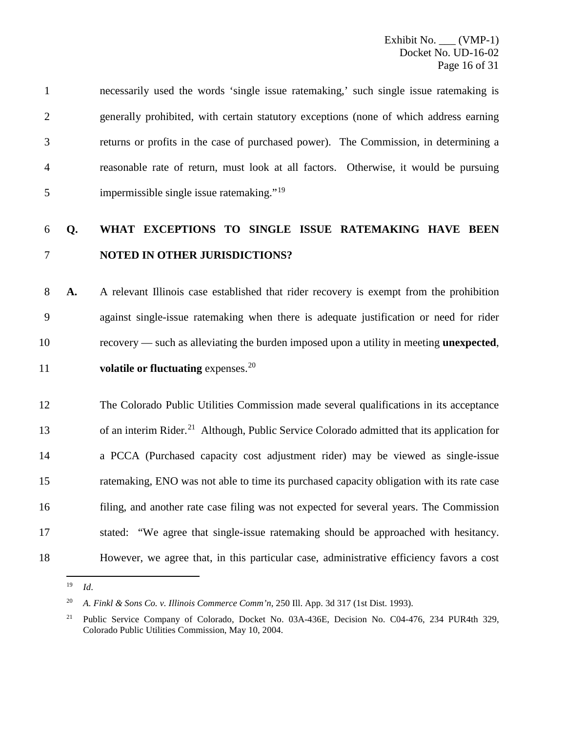necessarily used the words 'single issue ratemaking,' such single issue ratemaking is generally prohibited, with certain statutory exceptions (none of which address earning returns or profits in the case of purchased power). The Commission, in determining a reasonable rate of return, must look at all factors. Otherwise, it would be pursuing impermissible single issue ratemaking."[19]

**Q. WHAT EXCEPTIONS TO SINGLE ISSUE RATEMAKING HAVE BEEN NOTED IN OTHER JURISDICTIONS?**

**A.** A relevant Illinois case established that rider recovery is exempt from the prohibition against single-issue ratemaking when there is adequate justification or need for rider recovery — such as alleviating the burden imposed upon a utility in meeting **unexpected**, **volatile or fluctuating** expenses.[20]

The Colorado Public Utilities Commission made several qualifications in its acceptance of an interim Rider.[21] Although, Public Service Colorado admitted that its application for a PCCA (Purchased capacity cost adjustment rider) may be viewed as single-issue ratemaking, ENO was not able to time its purchased capacity obligation with its rate case filing, and another rate case filing was not expected for several years. The Commission stated: "We agree that single-issue ratemaking should be approached with hesitancy. However, we agree that, in this particular case, administrative efficiency favors a cost

---

[19] *Id*.

[20] *A. Finkl & Sons Co. v. Illinois Commerce Comm'n*, 250 Ill. App. 3d 317 (1st Dist. 1993).

[21] Public Service Company of Colorado, Docket No. 03A-436E, Decision No. C04-476, 234 PUR4th 329, Colorado Public Utilities Commission, May 10, 2004.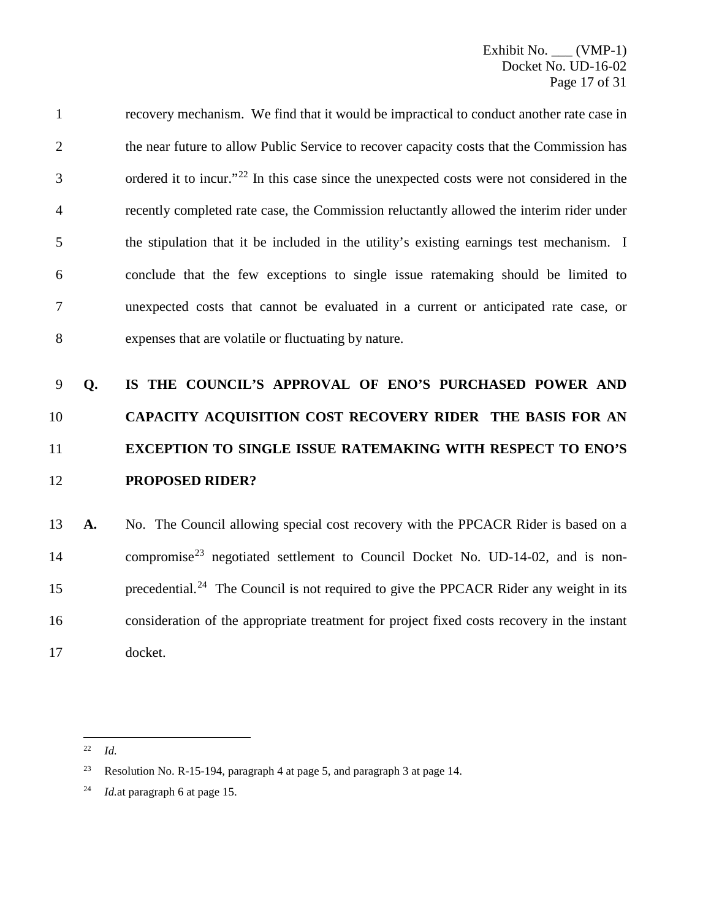recovery mechanism. We find that it would be impractical to conduct another rate case in the near future to allow Public Service to recover capacity costs that the Commission has ordered it to incur."[22] In this case since the unexpected costs were not considered in the recently completed rate case, the Commission reluctantly allowed the interim rider under the stipulation that it be included in the utility's existing earnings test mechanism. I conclude that the few exceptions to single issue ratemaking should be limited to unexpected costs that cannot be evaluated in a current or anticipated rate case, or expenses that are volatile or fluctuating by nature.

**Q. IS THE COUNCIL'S APPROVAL OF ENO'S PURCHASED POWER AND CAPACITY ACQUISITION COST RECOVERY RIDER THE BASIS FOR AN EXCEPTION TO SINGLE ISSUE RATEMAKING WITH RESPECT TO ENO'S PROPOSED RIDER?**

**A.** No. The Council allowing special cost recovery with the PPCACR Rider is based on a compromise[23] negotiated settlement to Council Docket No. UD-14-02, and is non-precedential.[24] The Council is not required to give the PPCACR Rider any weight in its consideration of the appropriate treatment for project fixed costs recovery in the instant docket.

---

[22] *Id.*

[23] Resolution No. R-15-194, paragraph 4 at page 5, and paragraph 3 at page 14.

[24] *Id.*at paragraph 6 at page 15.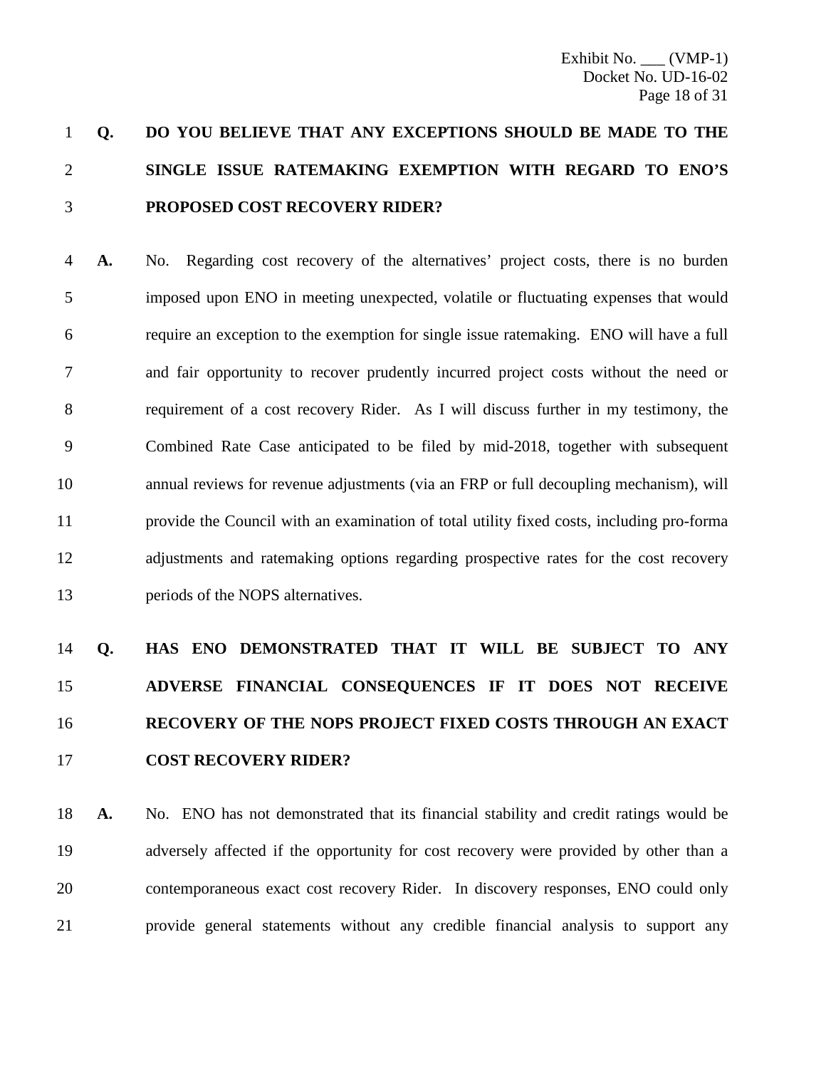**Q. DO YOU BELIEVE THAT ANY EXCEPTIONS SHOULD BE MADE TO THE SINGLE ISSUE RATEMAKING EXEMPTION WITH REGARD TO ENO'S PROPOSED COST RECOVERY RIDER?**

**A.** No. Regarding cost recovery of the alternatives' project costs, there is no burden imposed upon ENO in meeting unexpected, volatile or fluctuating expenses that would require an exception to the exemption for single issue ratemaking. ENO will have a full and fair opportunity to recover prudently incurred project costs without the need or requirement of a cost recovery Rider. As I will discuss further in my testimony, the Combined Rate Case anticipated to be filed by mid-2018, together with subsequent annual reviews for revenue adjustments (via an FRP or full decoupling mechanism), will provide the Council with an examination of total utility fixed costs, including pro-forma adjustments and ratemaking options regarding prospective rates for the cost recovery periods of the NOPS alternatives.

**Q. HAS ENO DEMONSTRATED THAT IT WILL BE SUBJECT TO ANY ADVERSE FINANCIAL CONSEQUENCES IF IT DOES NOT RECEIVE RECOVERY OF THE NOPS PROJECT FIXED COSTS THROUGH AN EXACT COST RECOVERY RIDER?**

**A.** No. ENO has not demonstrated that its financial stability and credit ratings would be adversely affected if the opportunity for cost recovery were provided by other than a contemporaneous exact cost recovery Rider. In discovery responses, ENO could only provide general statements without any credible financial analysis to support any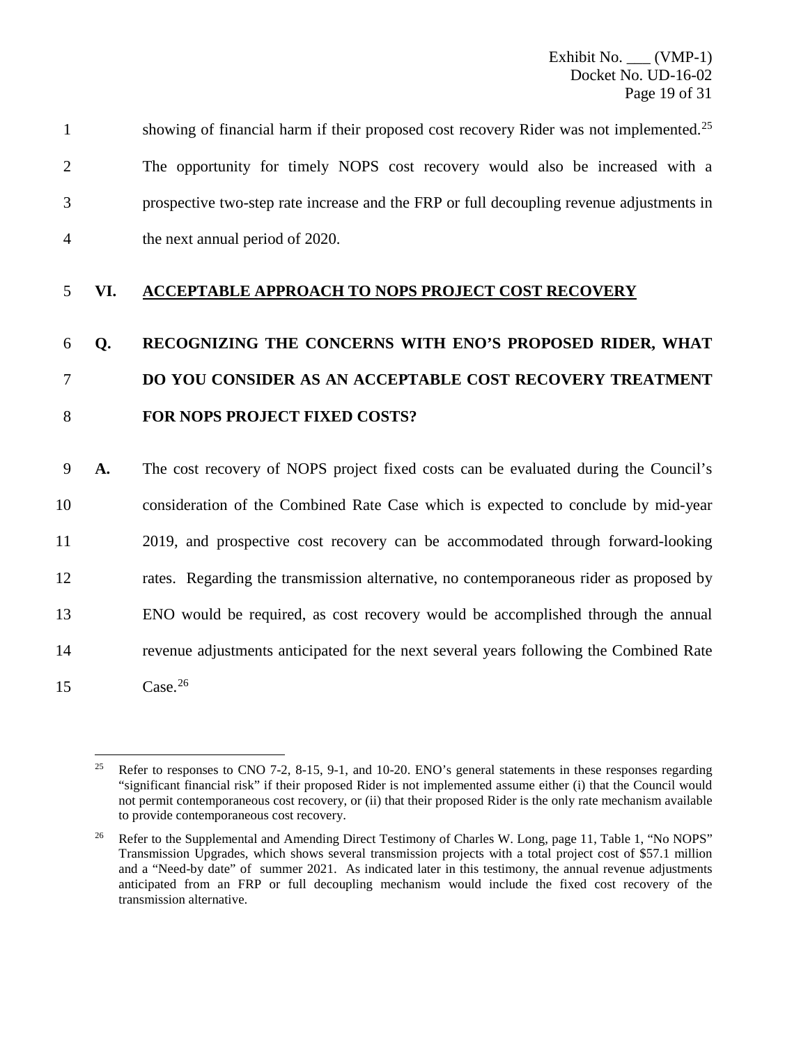showing of financial harm if their proposed cost recovery Rider was not implemented.[25] The opportunity for timely NOPS cost recovery would also be increased with a prospective two-step rate increase and the FRP or full decoupling revenue adjustments in the next annual period of 2020.

## VI. ACCEPTABLE APPROACH TO NOPS PROJECT COST RECOVERY

**Q. RECOGNIZING THE CONCERNS WITH ENO'S PROPOSED RIDER, WHAT DO YOU CONSIDER AS AN ACCEPTABLE COST RECOVERY TREATMENT FOR NOPS PROJECT FIXED COSTS?**

**A.** The cost recovery of NOPS project fixed costs can be evaluated during the Council's consideration of the Combined Rate Case which is expected to conclude by mid-year 2019, and prospective cost recovery can be accommodated through forward-looking rates. Regarding the transmission alternative, no contemporaneous rider as proposed by ENO would be required, as cost recovery would be accomplished through the annual revenue adjustments anticipated for the next several years following the Combined Rate Case.[26]

---

[25] Refer to responses to CNO 7-2, 8-15, 9-1, and 10-20. ENO's general statements in these responses regarding "significant financial risk" if their proposed Rider is not implemented assume either (i) that the Council would not permit contemporaneous cost recovery, or (ii) that their proposed Rider is the only rate mechanism available to provide contemporaneous cost recovery.

[26] Refer to the Supplemental and Amending Direct Testimony of Charles W. Long, page 11, Table 1, "No NOPS" Transmission Upgrades, which shows several transmission projects with a total project cost of $57.1 million and a "Need-by date" of summer 2021. As indicated later in this testimony, the annual revenue adjustments anticipated from an FRP or full decoupling mechanism would include the fixed cost recovery of the transmission alternative.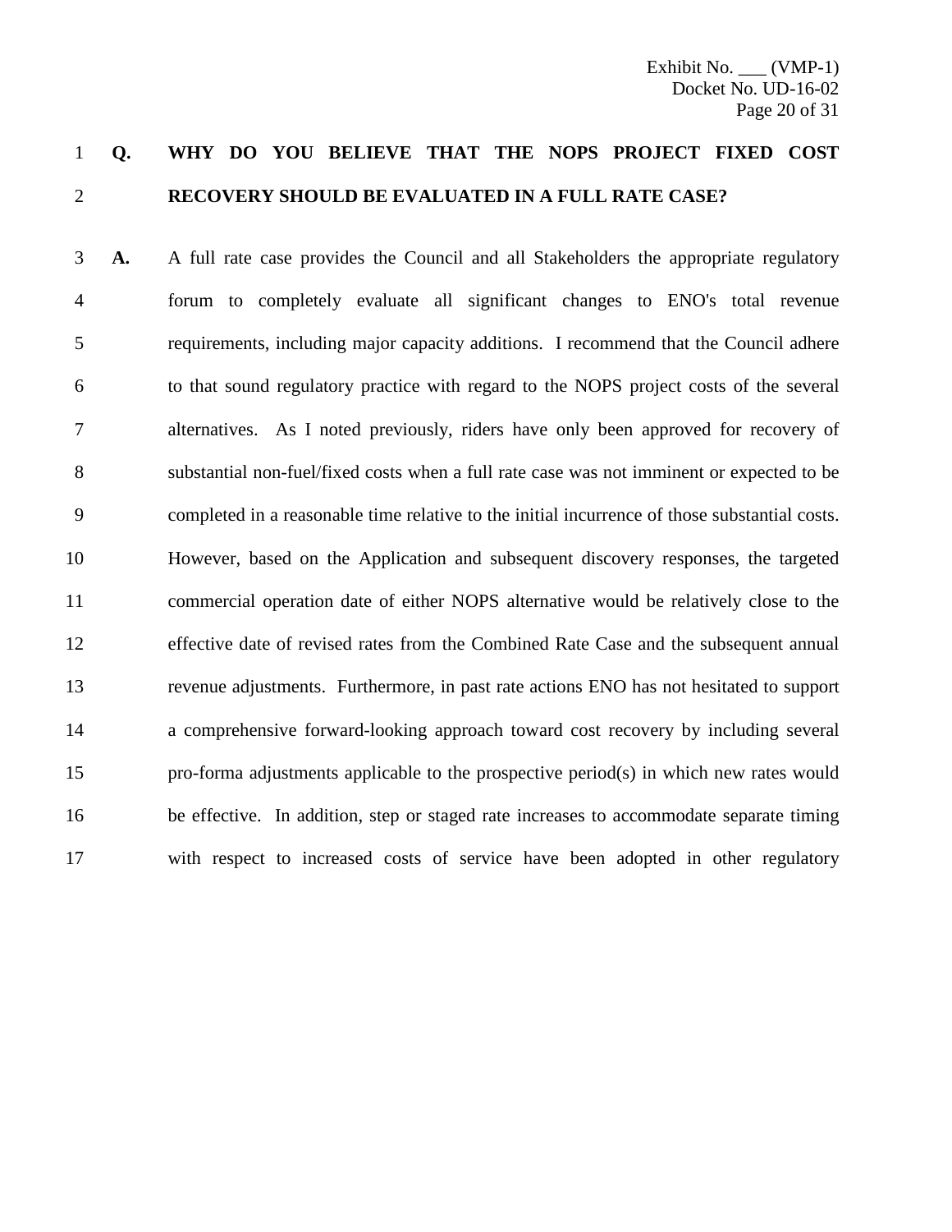**Q. WHY DO YOU BELIEVE THAT THE NOPS PROJECT FIXED COST RECOVERY SHOULD BE EVALUATED IN A FULL RATE CASE?**

**A.** A full rate case provides the Council and all Stakeholders the appropriate regulatory forum to completely evaluate all significant changes to ENO's total revenue requirements, including major capacity additions. I recommend that the Council adhere to that sound regulatory practice with regard to the NOPS project costs of the several alternatives. As I noted previously, riders have only been approved for recovery of substantial non-fuel/fixed costs when a full rate case was not imminent or expected to be completed in a reasonable time relative to the initial incurrence of those substantial costs. However, based on the Application and subsequent discovery responses, the targeted commercial operation date of either NOPS alternative would be relatively close to the effective date of revised rates from the Combined Rate Case and the subsequent annual revenue adjustments. Furthermore, in past rate actions ENO has not hesitated to support a comprehensive forward-looking approach toward cost recovery by including several pro-forma adjustments applicable to the prospective period(s) in which new rates would be effective. In addition, step or staged rate increases to accommodate separate timing with respect to increased costs of service have been adopted in other regulatory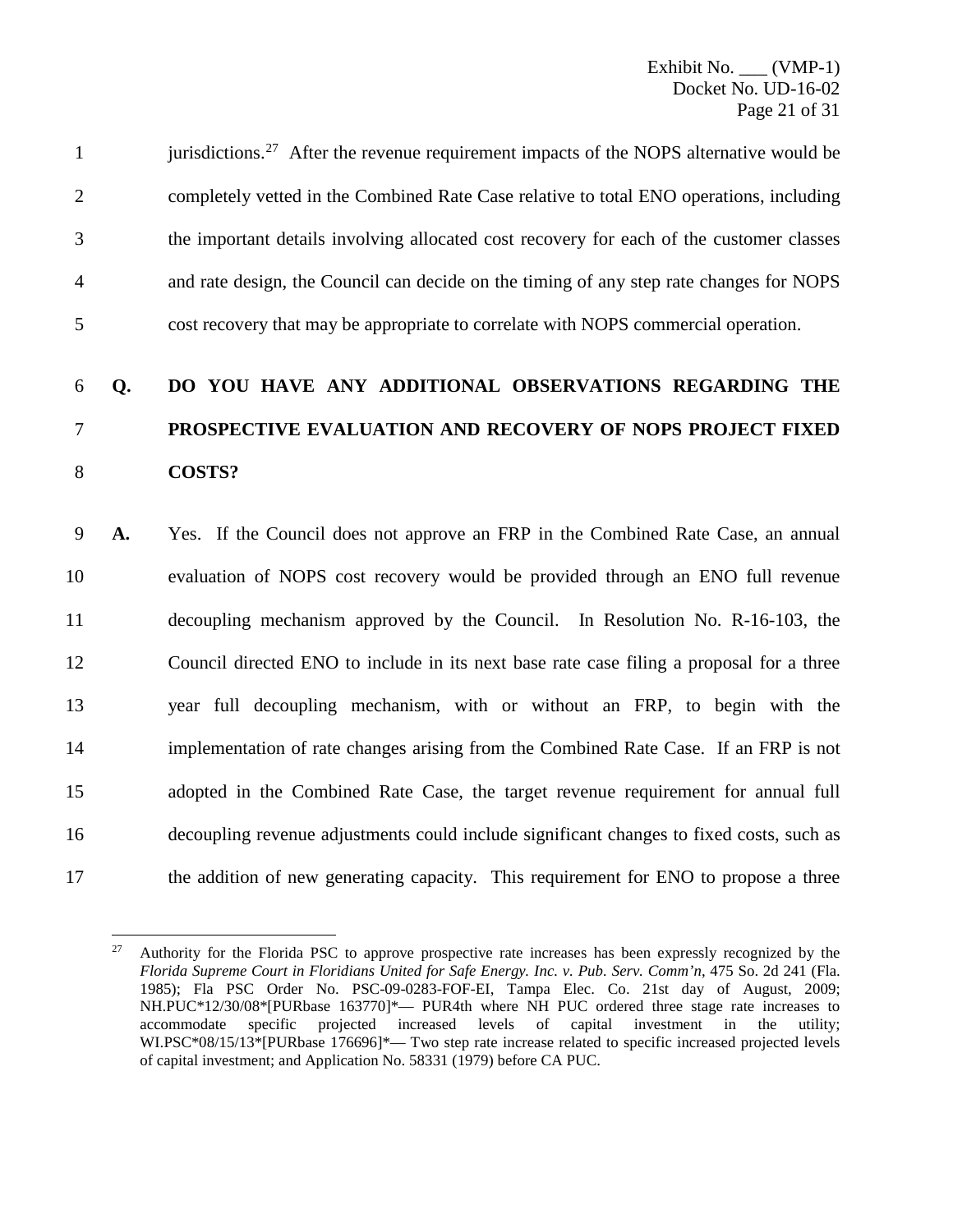jurisdictions.[27] After the revenue requirement impacts of the NOPS alternative would be completely vetted in the Combined Rate Case relative to total ENO operations, including the important details involving allocated cost recovery for each of the customer classes and rate design, the Council can decide on the timing of any step rate changes for NOPS cost recovery that may be appropriate to correlate with NOPS commercial operation.

**Q. DO YOU HAVE ANY ADDITIONAL OBSERVATIONS REGARDING THE PROSPECTIVE EVALUATION AND RECOVERY OF NOPS PROJECT FIXED COSTS?**

**A.** Yes. If the Council does not approve an FRP in the Combined Rate Case, an annual evaluation of NOPS cost recovery would be provided through an ENO full revenue decoupling mechanism approved by the Council. In Resolution No. R-16-103, the Council directed ENO to include in its next base rate case filing a proposal for a three year full decoupling mechanism, with or without an FRP, to begin with the implementation of rate changes arising from the Combined Rate Case. If an FRP is not adopted in the Combined Rate Case, the target revenue requirement for annual full decoupling revenue adjustments could include significant changes to fixed costs, such as the addition of new generating capacity. This requirement for ENO to propose a three

---

[27] Authority for the Florida PSC to approve prospective rate increases has been expressly recognized by the *Florida Supreme Court in Floridians United for Safe Energy. Inc. v. Pub. Serv. Comm'n*, 475 So. 2d 241 (Fla. 1985); Fla PSC Order No. PSC-09-0283-FOF-EI, Tampa Elec. Co. 21st day of August, 2009; NH.PUC*12/30/08*[PURbase 163770]*— PUR4th where NH PUC ordered three stage rate increases to accommodate specific projected increased levels of capital investment in the utility; WI.PSC*08/15/13*[PURbase 176696]*— Two step rate increase related to specific increased projected levels of capital investment; and Application No. 58331 (1979) before CA PUC.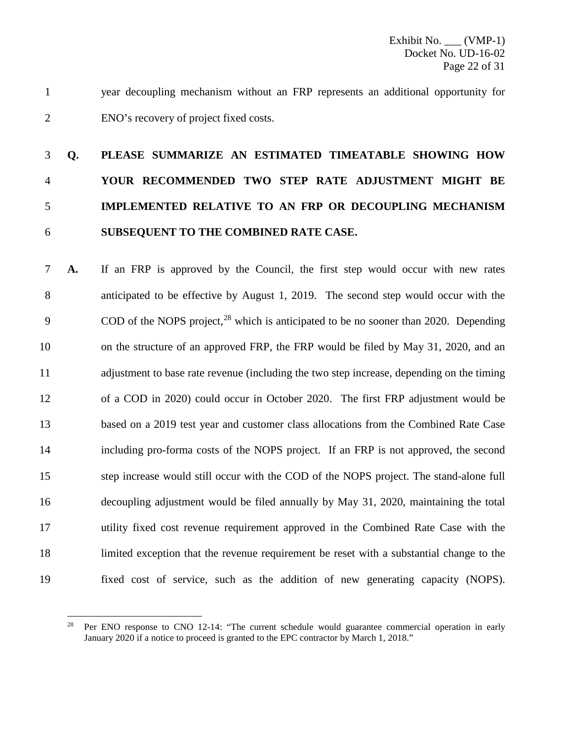year decoupling mechanism without an FRP represents an additional opportunity for ENO's recovery of project fixed costs.

**Q. PLEASE SUMMARIZE AN ESTIMATED TIMEATABLE SHOWING HOW YOUR RECOMMENDED TWO STEP RATE ADJUSTMENT MIGHT BE IMPLEMENTED RELATIVE TO AN FRP OR DECOUPLING MECHANISM SUBSEQUENT TO THE COMBINED RATE CASE.**

**A.** If an FRP is approved by the Council, the first step would occur with new rates anticipated to be effective by August 1, 2019. The second step would occur with the COD of the NOPS project,[28] which is anticipated to be no sooner than 2020. Depending on the structure of an approved FRP, the FRP would be filed by May 31, 2020, and an adjustment to base rate revenue (including the two step increase, depending on the timing of a COD in 2020) could occur in October 2020. The first FRP adjustment would be based on a 2019 test year and customer class allocations from the Combined Rate Case including pro-forma costs of the NOPS project. If an FRP is not approved, the second step increase would still occur with the COD of the NOPS project. The stand-alone full decoupling adjustment would be filed annually by May 31, 2020, maintaining the total utility fixed cost revenue requirement approved in the Combined Rate Case with the limited exception that the revenue requirement be reset with a substantial change to the fixed cost of service, such as the addition of new generating capacity (NOPS).

---

[28] Per ENO response to CNO 12-14: "The current schedule would guarantee commercial operation in early January 2020 if a notice to proceed is granted to the EPC contractor by March 1, 2018."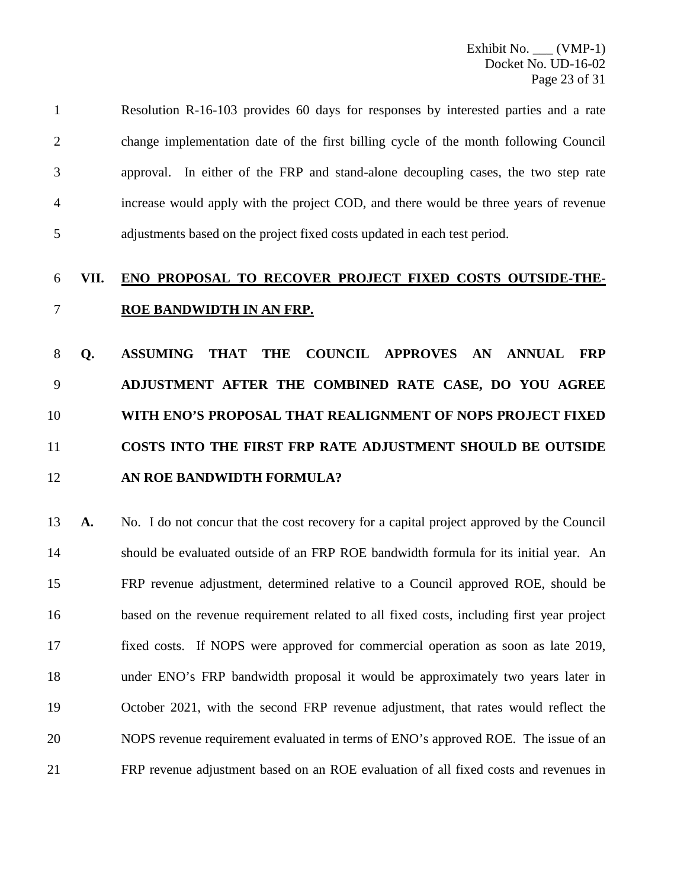Resolution R-16-103 provides 60 days for responses by interested parties and a rate change implementation date of the first billing cycle of the month following Council approval. In either of the FRP and stand-alone decoupling cases, the two step rate increase would apply with the project COD, and there would be three years of revenue adjustments based on the project fixed costs updated in each test period.

## VII. ENO PROPOSAL TO RECOVER PROJECT FIXED COSTS OUTSIDE-THE-ROE BANDWIDTH IN AN FRP.

**Q. ASSUMING THAT THE COUNCIL APPROVES AN ANNUAL FRP ADJUSTMENT AFTER THE COMBINED RATE CASE, DO YOU AGREE WITH ENO'S PROPOSAL THAT REALIGNMENT OF NOPS PROJECT FIXED COSTS INTO THE FIRST FRP RATE ADJUSTMENT SHOULD BE OUTSIDE AN ROE BANDWIDTH FORMULA?**

**A.** No. I do not concur that the cost recovery for a capital project approved by the Council should be evaluated outside of an FRP ROE bandwidth formula for its initial year. An FRP revenue adjustment, determined relative to a Council approved ROE, should be based on the revenue requirement related to all fixed costs, including first year project fixed costs. If NOPS were approved for commercial operation as soon as late 2019, under ENO's FRP bandwidth proposal it would be approximately two years later in October 2021, with the second FRP revenue adjustment, that rates would reflect the NOPS revenue requirement evaluated in terms of ENO's approved ROE. The issue of an FRP revenue adjustment based on an ROE evaluation of all fixed costs and revenues in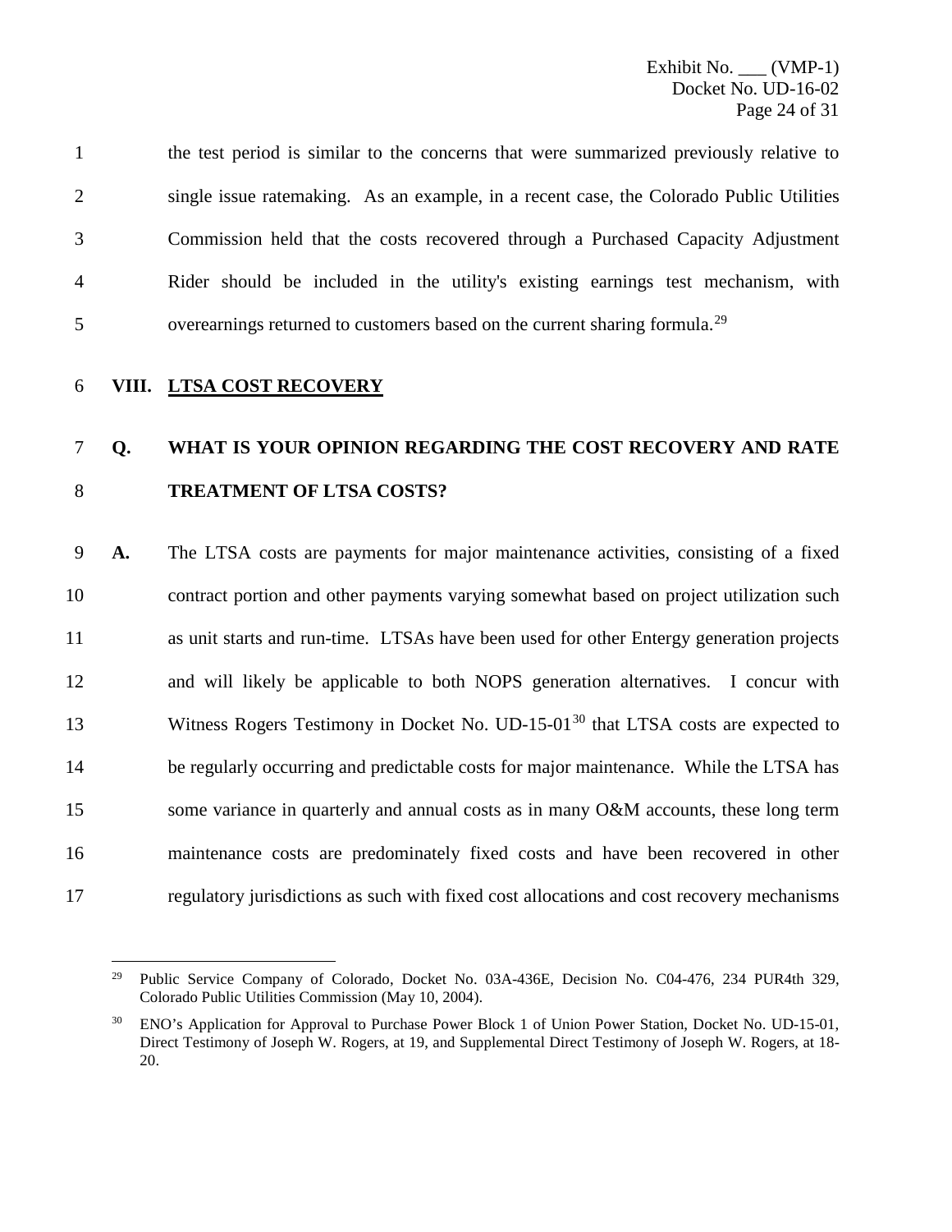the test period is similar to the concerns that were summarized previously relative to single issue ratemaking. As an example, in a recent case, the Colorado Public Utilities Commission held that the costs recovered through a Purchased Capacity Adjustment Rider should be included in the utility's existing earnings test mechanism, with overearnings returned to customers based on the current sharing formula.[29]

## VIII. LTSA COST RECOVERY

**Q. WHAT IS YOUR OPINION REGARDING THE COST RECOVERY AND RATE TREATMENT OF LTSA COSTS?**

**A.** The LTSA costs are payments for major maintenance activities, consisting of a fixed contract portion and other payments varying somewhat based on project utilization such as unit starts and run-time. LTSAs have been used for other Entergy generation projects and will likely be applicable to both NOPS generation alternatives. I concur with Witness Rogers Testimony in Docket No. UD-15-01[30] that LTSA costs are expected to be regularly occurring and predictable costs for major maintenance. While the LTSA has some variance in quarterly and annual costs as in many O&M accounts, these long term maintenance costs are predominately fixed costs and have been recovered in other regulatory jurisdictions as such with fixed cost allocations and cost recovery mechanisms

---

[29] Public Service Company of Colorado, Docket No. 03A-436E, Decision No. C04-476, 234 PUR4th 329, Colorado Public Utilities Commission (May 10, 2004).

[30] ENO's Application for Approval to Purchase Power Block 1 of Union Power Station, Docket No. UD-15-01, Direct Testimony of Joseph W. Rogers, at 19, and Supplemental Direct Testimony of Joseph W. Rogers, at 18-20.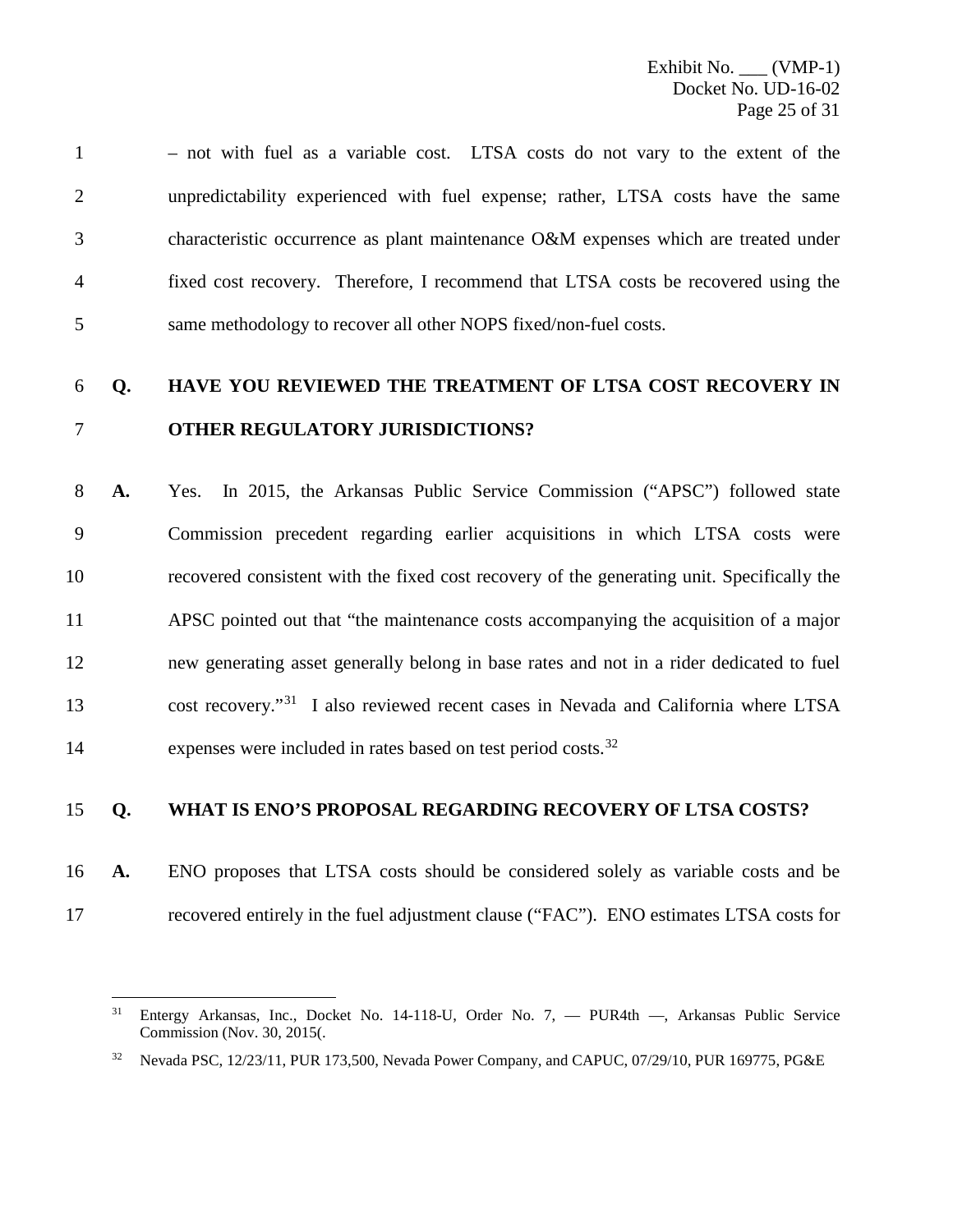– not with fuel as a variable cost. LTSA costs do not vary to the extent of the unpredictability experienced with fuel expense; rather, LTSA costs have the same characteristic occurrence as plant maintenance O&M expenses which are treated under fixed cost recovery. Therefore, I recommend that LTSA costs be recovered using the same methodology to recover all other NOPS fixed/non-fuel costs.

**Q. HAVE YOU REVIEWED THE TREATMENT OF LTSA COST RECOVERY IN OTHER REGULATORY JURISDICTIONS?**

**A.** Yes. In 2015, the Arkansas Public Service Commission ("APSC") followed state Commission precedent regarding earlier acquisitions in which LTSA costs were recovered consistent with the fixed cost recovery of the generating unit. Specifically the APSC pointed out that "the maintenance costs accompanying the acquisition of a major new generating asset generally belong in base rates and not in a rider dedicated to fuel cost recovery."[31] I also reviewed recent cases in Nevada and California where LTSA expenses were included in rates based on test period costs.[32]

**Q. WHAT IS ENO'S PROPOSAL REGARDING RECOVERY OF LTSA COSTS?**

**A.** ENO proposes that LTSA costs should be considered solely as variable costs and be recovered entirely in the fuel adjustment clause ("FAC"). ENO estimates LTSA costs for

---

[31] Entergy Arkansas, Inc., Docket No. 14-118-U, Order No. 7, — PUR4th —, Arkansas Public Service Commission (Nov. 30, 2015(.

[32] Nevada PSC, 12/23/11, PUR 173,500, Nevada Power Company, and CAPUC, 07/29/10, PUR 169775, PG&E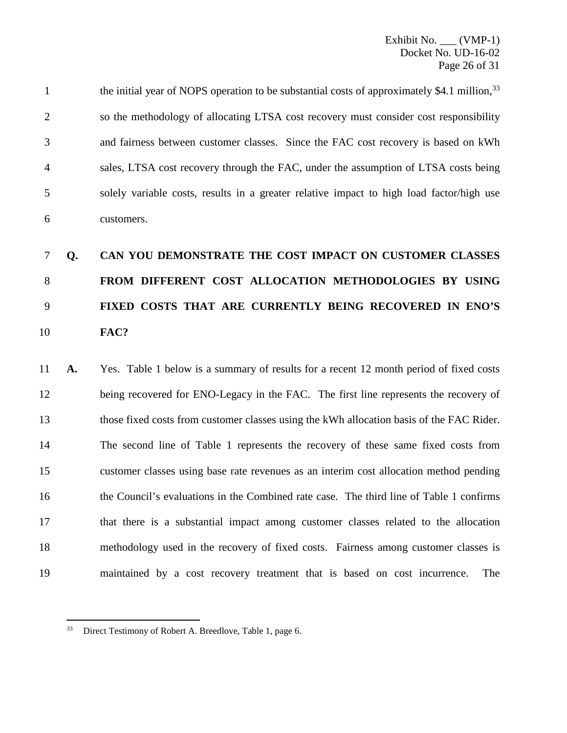the initial year of NOPS operation to be substantial costs of approximately $4.1 million,[33] so the methodology of allocating LTSA cost recovery must consider cost responsibility and fairness between customer classes. Since the FAC cost recovery is based on kWh sales, LTSA cost recovery through the FAC, under the assumption of LTSA costs being solely variable costs, results in a greater relative impact to high load factor/high use customers.

**Q. CAN YOU DEMONSTRATE THE COST IMPACT ON CUSTOMER CLASSES FROM DIFFERENT COST ALLOCATION METHODOLOGIES BY USING FIXED COSTS THAT ARE CURRENTLY BEING RECOVERED IN ENO'S FAC?**

**A.** Yes. Table 1 below is a summary of results for a recent 12 month period of fixed costs being recovered for ENO-Legacy in the FAC. The first line represents the recovery of those fixed costs from customer classes using the kWh allocation basis of the FAC Rider. The second line of Table 1 represents the recovery of these same fixed costs from customer classes using base rate revenues as an interim cost allocation method pending the Council's evaluations in the Combined rate case. The third line of Table 1 confirms that there is a substantial impact among customer classes related to the allocation methodology used in the recovery of fixed costs. Fairness among customer classes is maintained by a cost recovery treatment that is based on cost incurrence. The

[33] Direct Testimony of Robert A. Breedlove, Table 1, page 6.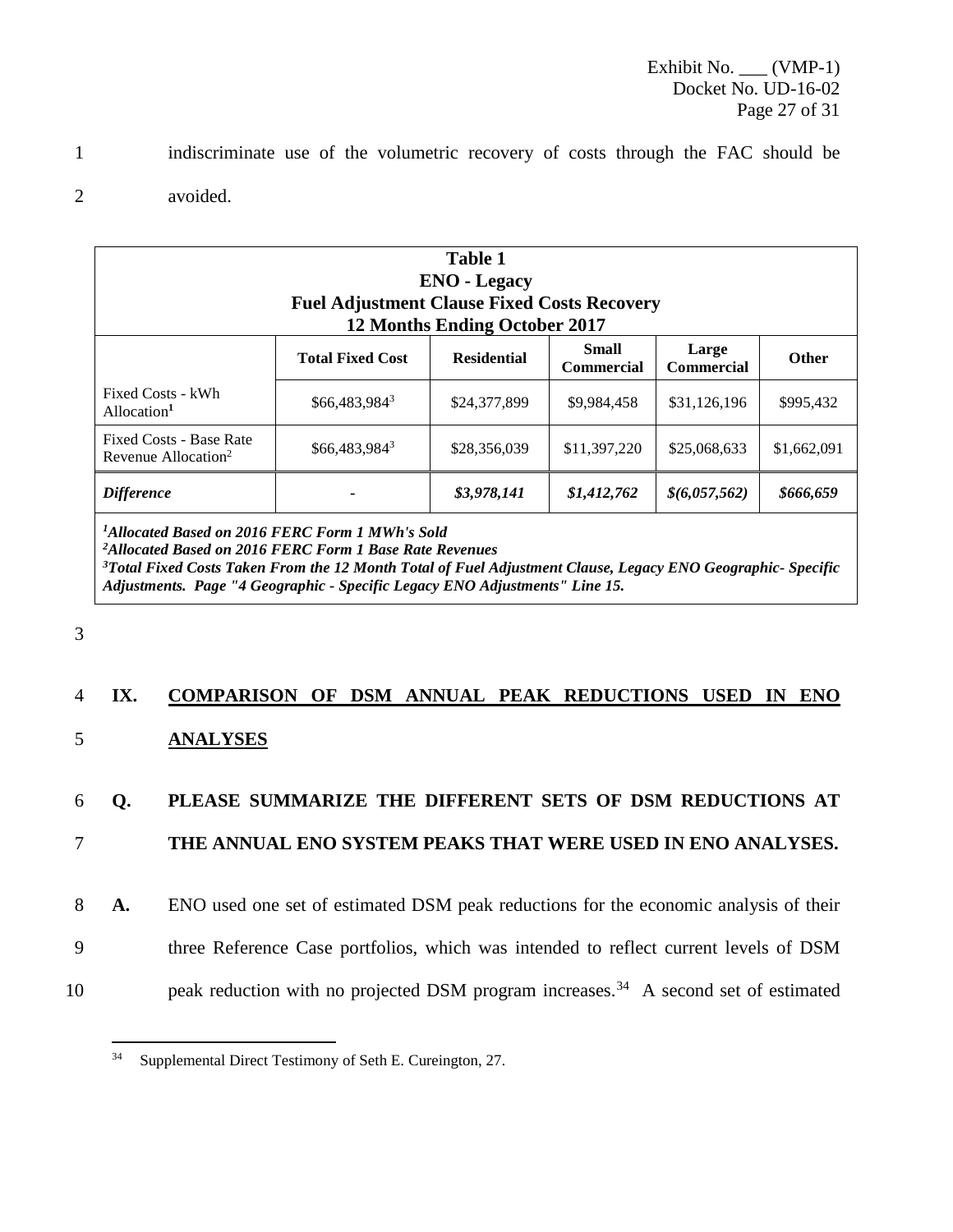indiscriminate use of the volumetric recovery of costs through the FAC should be avoided.

| Table 1<br>ENO - Legacy<br>Fuel Adjustment Clause Fixed Costs Recovery<br>12 Months Ending October 2017 | | | | | |
|---|---|---|---|---|---|
| | **Total Fixed Cost** | **Residential** | **Small Commercial** | **Large Commercial** | **Other** |
| Fixed Costs - kWh Allocation[1] | $66,483,984[3] | $24,377,899 | $9,984,458 | $31,126,196 | $995,432 |
| Fixed Costs - Base Rate Revenue Allocation[2] | $66,483,984[3] | $28,356,039 | $11,397,220 | $25,068,633 | $1,662,091 |
| ***Difference*** | - | ***$3,978,141*** | ***$1,412,762*** | ***$(6,057,562)*** | ***$666,659*** |

***[1]Allocated Based on 2016 FERC Form 1 MWh's Sold***
***[2]Allocated Based on 2016 FERC Form 1 Base Rate Revenues***
***[3]Total Fixed Costs Taken From the 12 Month Total of Fuel Adjustment Clause, Legacy ENO Geographic- Specific Adjustments. Page "4 Geographic - Specific Legacy ENO Adjustments" Line 15.***

## IX. COMPARISON OF DSM ANNUAL PEAK REDUCTIONS USED IN ENO ANALYSES

**Q. PLEASE SUMMARIZE THE DIFFERENT SETS OF DSM REDUCTIONS AT THE ANNUAL ENO SYSTEM PEAKS THAT WERE USED IN ENO ANALYSES.**

**A.** ENO used one set of estimated DSM peak reductions for the economic analysis of their three Reference Case portfolios, which was intended to reflect current levels of DSM peak reduction with no projected DSM program increases.[34] A second set of estimated

[34] Supplemental Direct Testimony of Seth E. Cureington, 27.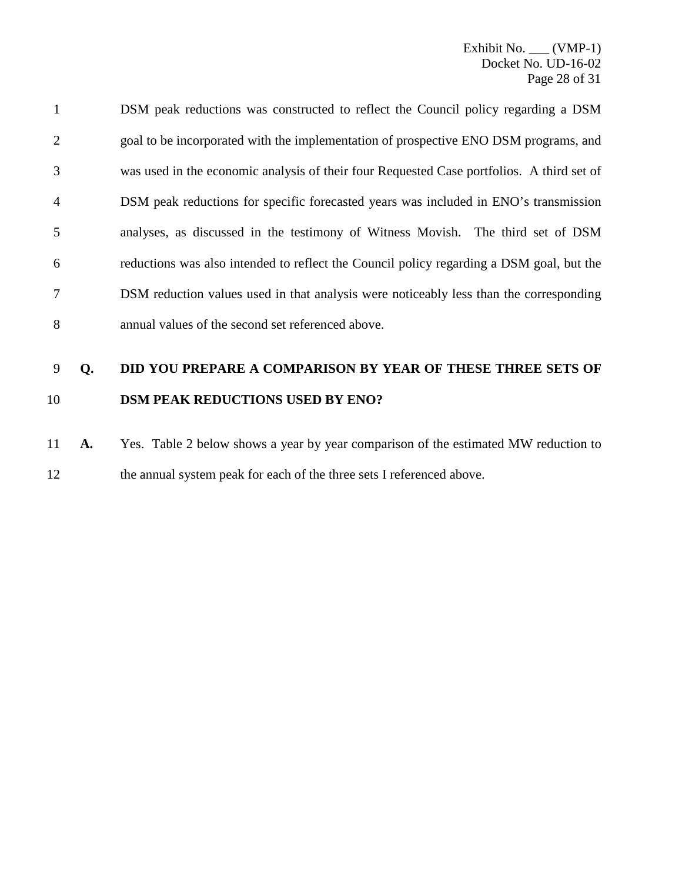DSM peak reductions was constructed to reflect the Council policy regarding a DSM goal to be incorporated with the implementation of prospective ENO DSM programs, and was used in the economic analysis of their four Requested Case portfolios. A third set of DSM peak reductions for specific forecasted years was included in ENO's transmission analyses, as discussed in the testimony of Witness Movish. The third set of DSM reductions was also intended to reflect the Council policy regarding a DSM goal, but the DSM reduction values used in that analysis were noticeably less than the corresponding annual values of the second set referenced above.

**Q. DID YOU PREPARE A COMPARISON BY YEAR OF THESE THREE SETS OF DSM PEAK REDUCTIONS USED BY ENO?**

**A.** Yes. Table 2 below shows a year by year comparison of the estimated MW reduction to the annual system peak for each of the three sets I referenced above.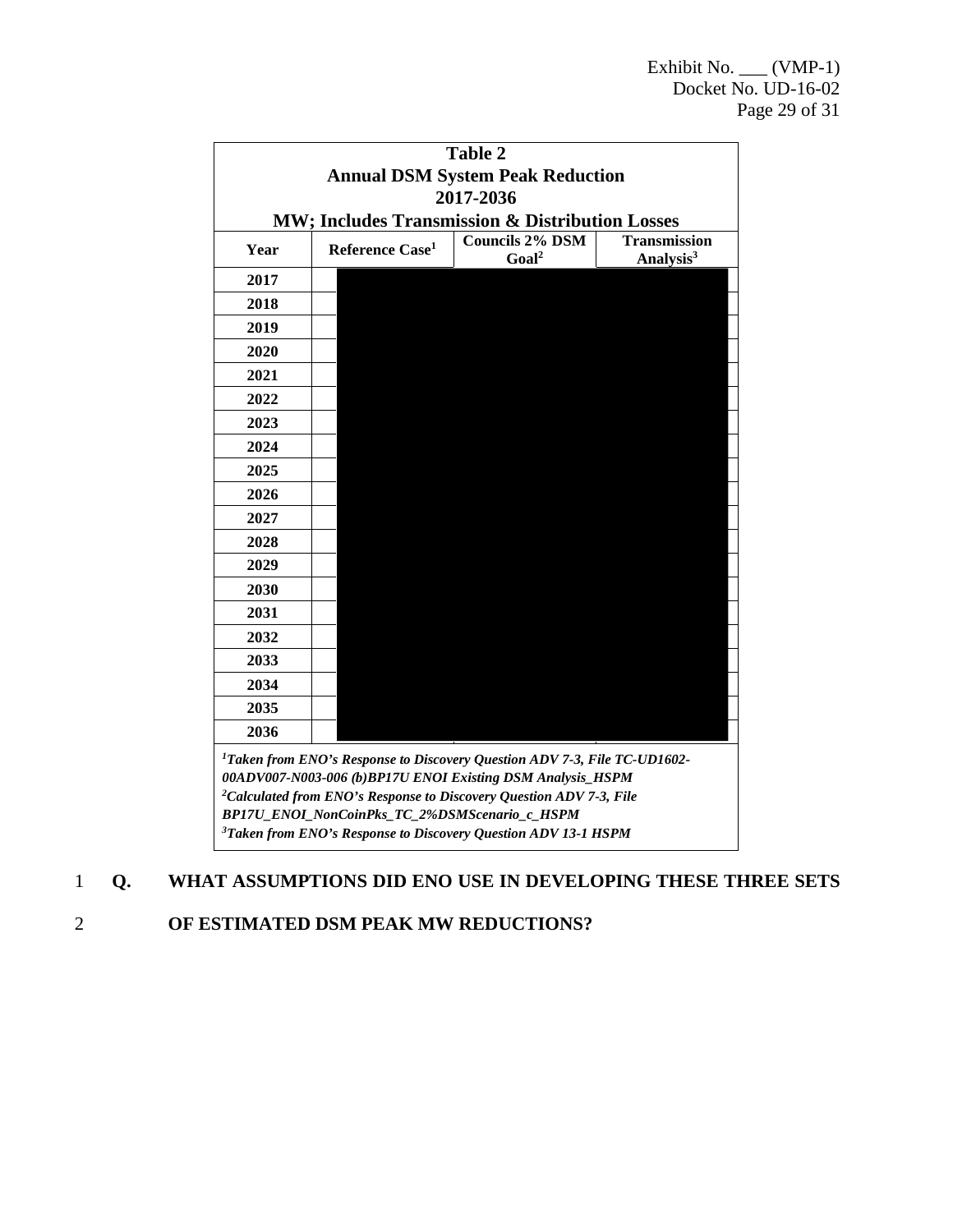| Table 2<br>Annual DSM System Peak Reduction<br>2017-2036<br>MW; Includes Transmission & Distribution Losses | | | |
|---|---|---|---|
| Year | Reference Case[1] | Councils 2% DSM Goal[2] | Transmission Analysis[3] |
| 2017 | | | |
| 2018 | | | |
| 2019 | | | |
| 2020 | | | |
| 2021 | | | |
| 2022 | | | |
| 2023 | | | |
| 2024 | | | |
| 2025 | | | |
| 2026 | | | |
| 2027 | | | |
| 2028 | | | |
| 2029 | | | |
| 2030 | | | |
| 2031 | | | |
| 2032 | | | |
| 2033 | | | |
| 2034 | | | |
| 2035 | | | |
| 2036 | | | |

*[1]Taken from ENO's Response to Discovery Question ADV 7-3, File TC-UD1602-00ADV007-N003-006 (b)BP17U ENOI Existing DSM Analysis_HSPM*
*[2]Calculated from ENO's Response to Discovery Question ADV 7-3, File BP17U_ENOI_NonCoinPks_TC_2%DSMScenario_c_HSPM*
*[3]Taken from ENO's Response to Discovery Question ADV 13-1 HSPM*

1 **Q. WHAT ASSUMPTIONS DID ENO USE IN DEVELOPING THESE THREE SETS**
2 **OF ESTIMATED DSM PEAK MW REDUCTIONS?**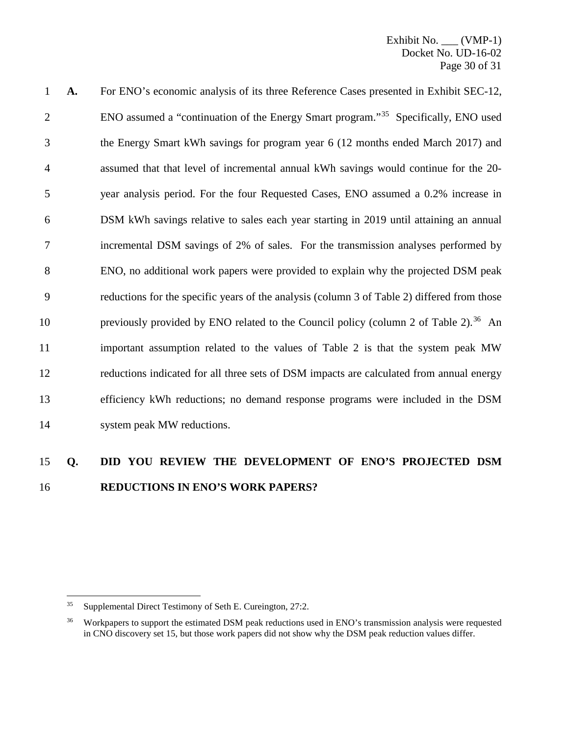**A.** For ENO's economic analysis of its three Reference Cases presented in Exhibit SEC-12, ENO assumed a "continuation of the Energy Smart program."[35] Specifically, ENO used the Energy Smart kWh savings for program year 6 (12 months ended March 2017) and assumed that that level of incremental annual kWh savings would continue for the 20-year analysis period. For the four Requested Cases, ENO assumed a 0.2% increase in DSM kWh savings relative to sales each year starting in 2019 until attaining an annual incremental DSM savings of 2% of sales. For the transmission analyses performed by ENO, no additional work papers were provided to explain why the projected DSM peak reductions for the specific years of the analysis (column 3 of Table 2) differed from those previously provided by ENO related to the Council policy (column 2 of Table 2).[36] An important assumption related to the values of Table 2 is that the system peak MW reductions indicated for all three sets of DSM impacts are calculated from annual energy efficiency kWh reductions; no demand response programs were included in the DSM system peak MW reductions.

**Q. DID YOU REVIEW THE DEVELOPMENT OF ENO'S PROJECTED DSM REDUCTIONS IN ENO'S WORK PAPERS?**

---

[35] Supplemental Direct Testimony of Seth E. Cureington, 27:2.

[36] Workpapers to support the estimated DSM peak reductions used in ENO's transmission analysis were requested in CNO discovery set 15, but those work papers did not show why the DSM peak reduction values differ.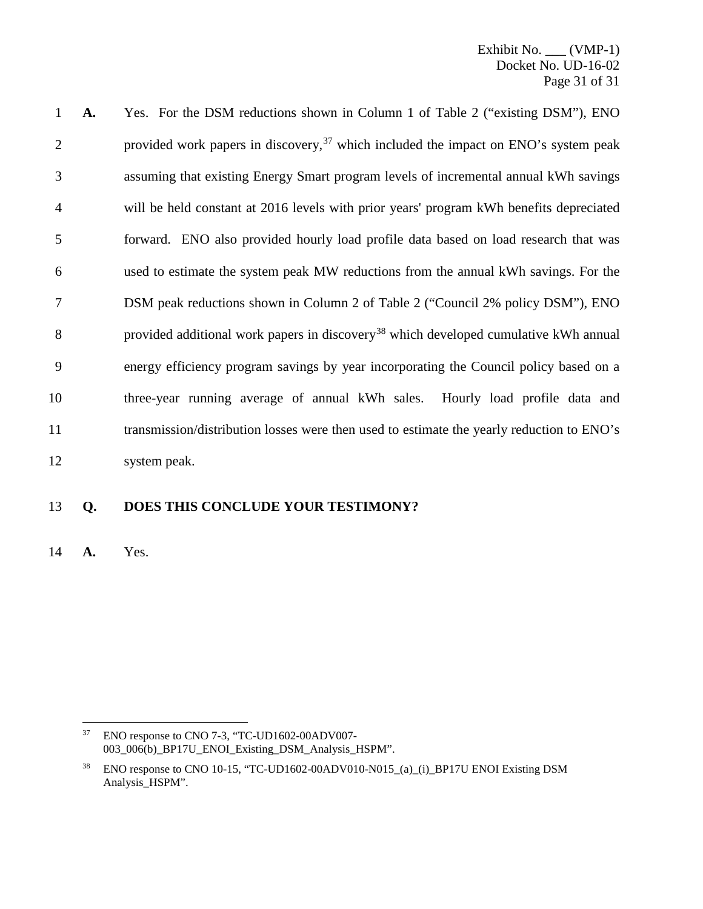**A.** Yes. For the DSM reductions shown in Column 1 of Table 2 ("existing DSM"), ENO provided work papers in discovery,[37] which included the impact on ENO's system peak assuming that existing Energy Smart program levels of incremental annual kWh savings will be held constant at 2016 levels with prior years' program kWh benefits depreciated forward. ENO also provided hourly load profile data based on load research that was used to estimate the system peak MW reductions from the annual kWh savings. For the DSM peak reductions shown in Column 2 of Table 2 ("Council 2% policy DSM"), ENO provided additional work papers in discovery[38] which developed cumulative kWh annual energy efficiency program savings by year incorporating the Council policy based on a three-year running average of annual kWh sales. Hourly load profile data and transmission/distribution losses were then used to estimate the yearly reduction to ENO's system peak.

**Q. DOES THIS CONCLUDE YOUR TESTIMONY?**

**A.** Yes.

---

[37] ENO response to CNO 7-3, "TC-UD1602-00ADV007-003_006(b)_BP17U_ENOI_Existing_DSM_Analysis_HSPM".

[38] ENO response to CNO 10-15, "TC-UD1602-00ADV010-N015_(a)_(i)_BP17U ENOI Existing DSM Analysis_HSPM".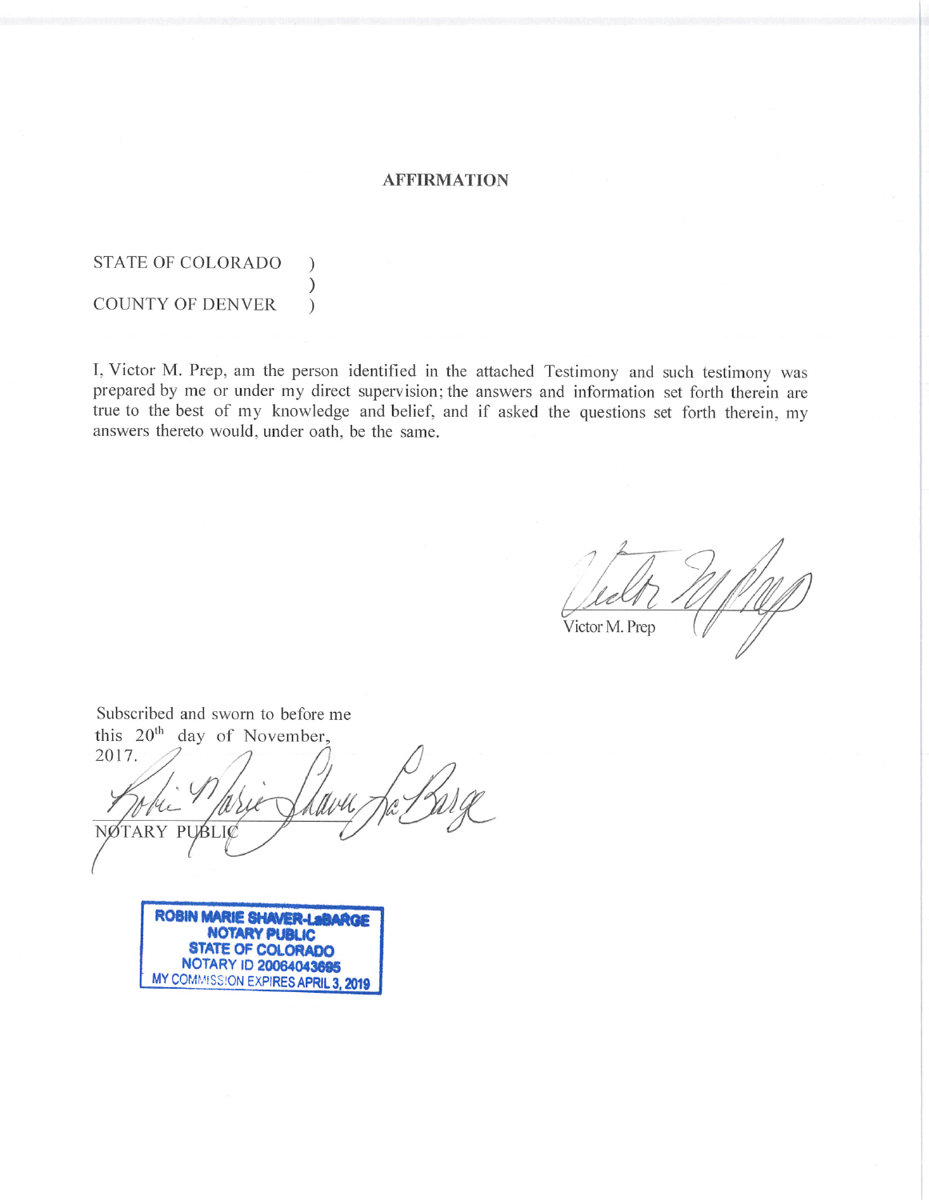## AFFIRMATION

STATE OF COLORADO )
)
COUNTY OF DENVER )

I, Victor M. Prep, am the person identified in the attached Testimony and such testimony was prepared by me or under my direct supervision; the answers and information set forth therein are true to the best of my knowledge and belief, and if asked the questions set forth therein, my answers thereto would, under oath, be the same.

Victor M. Prep

Subscribed and sworn to before me this 20th day of November, 2017.

NOTARY PUBLIC

ROBIN MARIE SHAVER-LaBARGE
NOTARY PUBLIC
STATE OF COLORADO
NOTARY ID 20064043695
MY COMMISSION EXPIRES APRIL 3, 2019